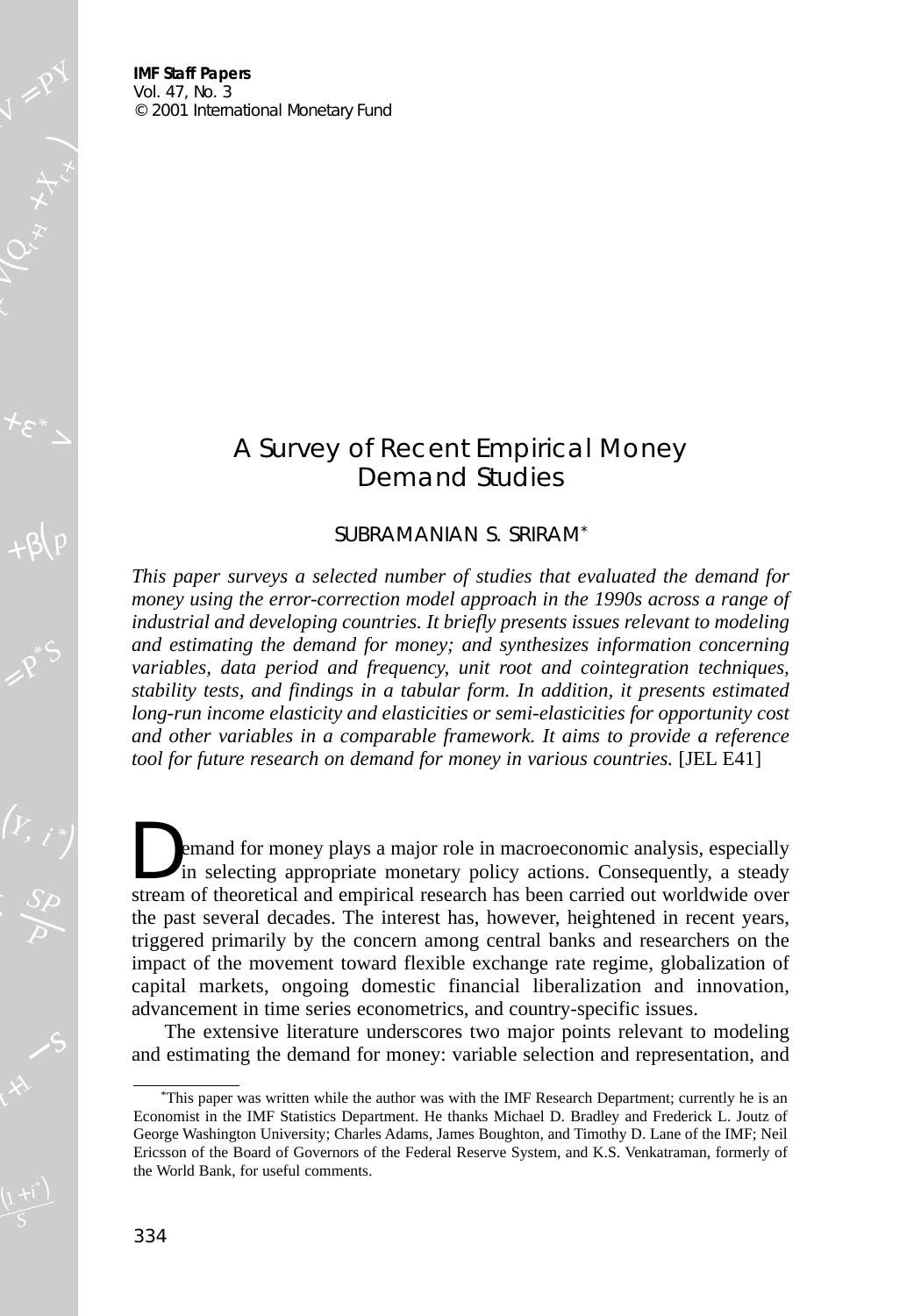IMF Staff Papers
Vol. 47, No. 3
© 2001 International Monetary Fund

# A Survey of Recent Empirical Money Demand Studies

SUBRAMANIAN S. SRIRAM*

*This paper surveys a selected number of studies that evaluated the demand for money using the error-correction model approach in the 1990s across a range of industrial and developing countries. It briefly presents issues relevant to modeling and estimating the demand for money; and synthesizes information concerning variables, data period and frequency, unit root and cointegration techniques, stability tests, and findings in a tabular form. In addition, it presents estimated long-run income elasticity and elasticities or semi-elasticities for opportunity cost and other variables in a comparable framework. It aims to provide a reference tool for future research on demand for money in various countries.* [JEL E41]

Demand for money plays a major role in macroeconomic analysis, especially in selecting appropriate monetary policy actions. Consequently, a steady stream of theoretical and empirical research has been carried out worldwide over the past several decades. The interest has, however, heightened in recent years, triggered primarily by the concern among central banks and researchers on the impact of the movement toward flexible exchange rate regime, globalization of capital markets, ongoing domestic financial liberalization and innovation, advancement in time series econometrics, and country-specific issues.

The extensive literature underscores two major points relevant to modeling and estimating the demand for money: variable selection and representation, and

*This paper was written while the author was with the IMF Research Department; currently he is an Economist in the IMF Statistics Department. He thanks Michael D. Bradley and Frederick L. Joutz of George Washington University; Charles Adams, James Boughton, and Timothy D. Lane of the IMF; Neil Ericsson of the Board of Governors of the Federal Reserve System, and K.S. Venkatraman, formerly of the World Bank, for useful comments.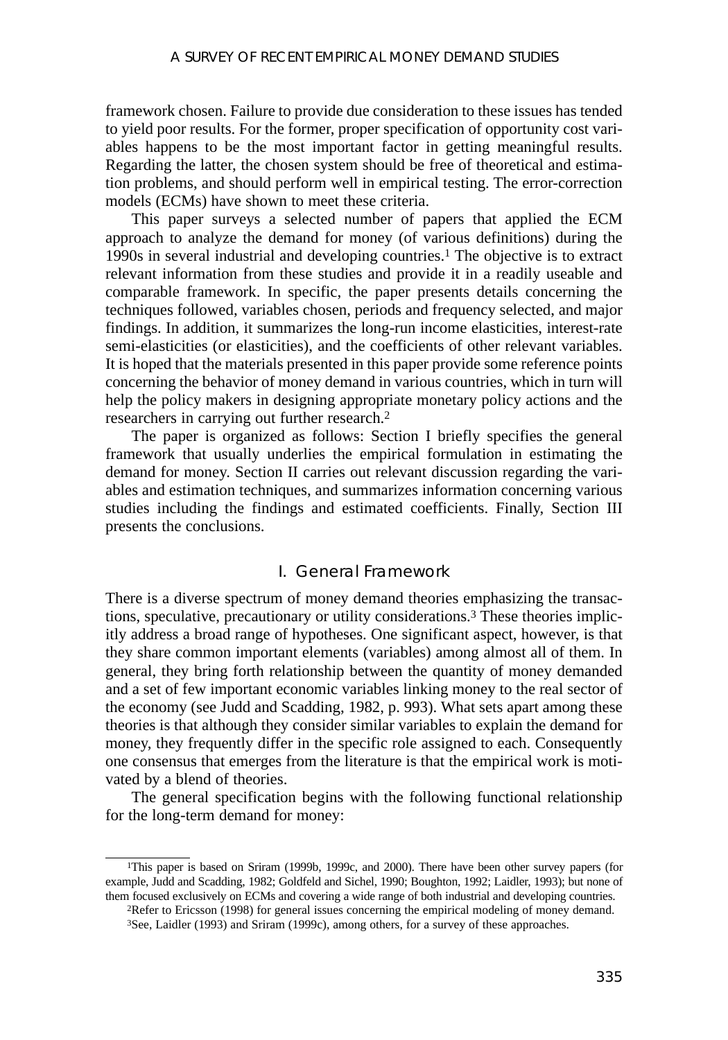framework chosen. Failure to provide due consideration to these issues has tended to yield poor results. For the former, proper specification of opportunity cost variables happens to be the most important factor in getting meaningful results. Regarding the latter, the chosen system should be free of theoretical and estimation problems, and should perform well in empirical testing. The error-correction models (ECMs) have shown to meet these criteria.

This paper surveys a selected number of papers that applied the ECM approach to analyze the demand for money (of various definitions) during the 1990s in several industrial and developing countries.[1] The objective is to extract relevant information from these studies and provide it in a readily useable and comparable framework. In specific, the paper presents details concerning the techniques followed, variables chosen, periods and frequency selected, and major findings. In addition, it summarizes the long-run income elasticities, interest-rate semi-elasticities (or elasticities), and the coefficients of other relevant variables. It is hoped that the materials presented in this paper provide some reference points concerning the behavior of money demand in various countries, which in turn will help the policy makers in designing appropriate monetary policy actions and the researchers in carrying out further research.[2]

The paper is organized as follows: Section I briefly specifies the general framework that usually underlies the empirical formulation in estimating the demand for money. Section II carries out relevant discussion regarding the variables and estimation techniques, and summarizes information concerning various studies including the findings and estimated coefficients. Finally, Section III presents the conclusions.

## I. General Framework

There is a diverse spectrum of money demand theories emphasizing the transactions, speculative, precautionary or utility considerations.[3] These theories implicitly address a broad range of hypotheses. One significant aspect, however, is that they share common important elements (variables) among almost all of them. In general, they bring forth relationship between the quantity of money demanded and a set of few important economic variables linking money to the real sector of the economy (see Judd and Scadding, 1982, p. 993). What sets apart among these theories is that although they consider similar variables to explain the demand for money, they frequently differ in the specific role assigned to each. Consequently one consensus that emerges from the literature is that the empirical work is motivated by a blend of theories.

The general specification begins with the following functional relationship for the long-term demand for money:

---

[1]This paper is based on Sriram (1999b, 1999c, and 2000). There have been other survey papers (for example, Judd and Scadding, 1982; Goldfeld and Sichel, 1990; Boughton, 1992; Laidler, 1993); but none of them focused exclusively on ECMs and covering a wide range of both industrial and developing countries.

[2]Refer to Ericsson (1998) for general issues concerning the empirical modeling of money demand.

[3]See, Laidler (1993) and Sriram (1999c), among others, for a survey of these approaches.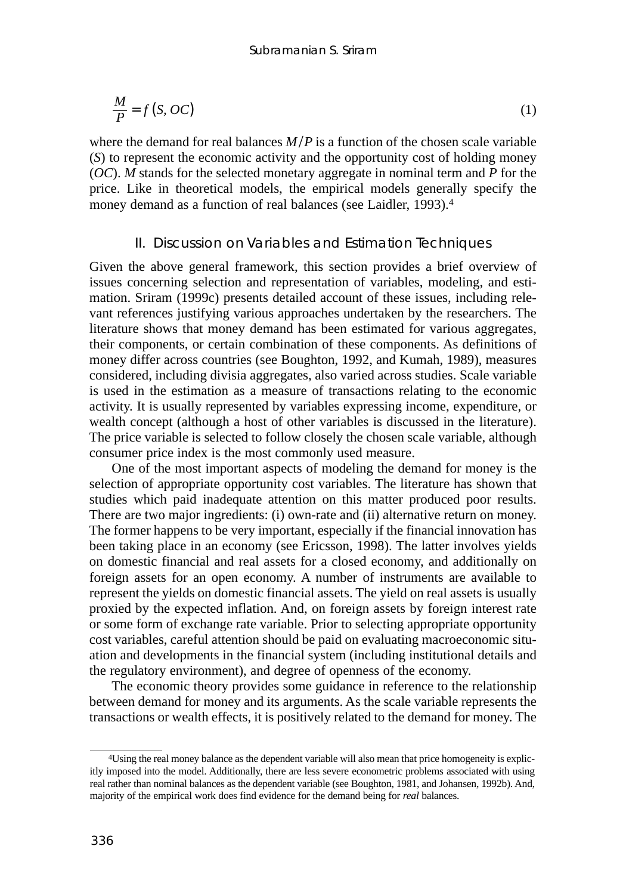$$\frac{M}{P} = f(S, OC) \tag{1}$$

where the demand for real balances $M/P$ is a function of the chosen scale variable ($S$) to represent the economic activity and the opportunity cost of holding money ($OC$). $M$ stands for the selected monetary aggregate in nominal term and $P$ for the price. Like in theoretical models, the empirical models generally specify the money demand as a function of real balances (see Laidler, 1993).[4]

## II. Discussion on Variables and Estimation Techniques

Given the above general framework, this section provides a brief overview of issues concerning selection and representation of variables, modeling, and estimation. Sriram (1999c) presents detailed account of these issues, including relevant references justifying various approaches undertaken by the researchers. The literature shows that money demand has been estimated for various aggregates, their components, or certain combination of these components. As definitions of money differ across countries (see Boughton, 1992, and Kumah, 1989), measures considered, including divisia aggregates, also varied across studies. Scale variable is used in the estimation as a measure of transactions relating to the economic activity. It is usually represented by variables expressing income, expenditure, or wealth concept (although a host of other variables is discussed in the literature). The price variable is selected to follow closely the chosen scale variable, although consumer price index is the most commonly used measure.

One of the most important aspects of modeling the demand for money is the selection of appropriate opportunity cost variables. The literature has shown that studies which paid inadequate attention on this matter produced poor results. There are two major ingredients: (i) own-rate and (ii) alternative return on money. The former happens to be very important, especially if the financial innovation has been taking place in an economy (see Ericsson, 1998). The latter involves yields on domestic financial and real assets for a closed economy, and additionally on foreign assets for an open economy. A number of instruments are available to represent the yields on domestic financial assets. The yield on real assets is usually proxied by the expected inflation. And, on foreign assets by foreign interest rate or some form of exchange rate variable. Prior to selecting appropriate opportunity cost variables, careful attention should be paid on evaluating macroeconomic situation and developments in the financial system (including institutional details and the regulatory environment), and degree of openness of the economy.

The economic theory provides some guidance in reference to the relationship between demand for money and its arguments. As the scale variable represents the transactions or wealth effects, it is positively related to the demand for money. The

[4]Using the real money balance as the dependent variable will also mean that price homogeneity is explicitly imposed into the model. Additionally, there are less severe econometric problems associated with using real rather than nominal balances as the dependent variable (see Boughton, 1981, and Johansen, 1992b). And, majority of the empirical work does find evidence for the demand being for *real* balances.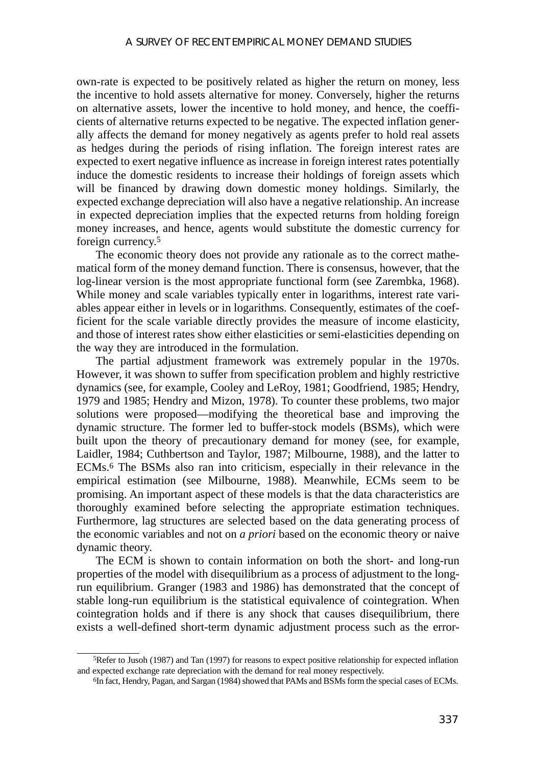own-rate is expected to be positively related as higher the return on money, less the incentive to hold assets alternative for money. Conversely, higher the returns on alternative assets, lower the incentive to hold money, and hence, the coefficients of alternative returns expected to be negative. The expected inflation generally affects the demand for money negatively as agents prefer to hold real assets as hedges during the periods of rising inflation. The foreign interest rates are expected to exert negative influence as increase in foreign interest rates potentially induce the domestic residents to increase their holdings of foreign assets which will be financed by drawing down domestic money holdings. Similarly, the expected exchange depreciation will also have a negative relationship. An increase in expected depreciation implies that the expected returns from holding foreign money increases, and hence, agents would substitute the domestic currency for foreign currency.[5]

The economic theory does not provide any rationale as to the correct mathematical form of the money demand function. There is consensus, however, that the log-linear version is the most appropriate functional form (see Zarembka, 1968). While money and scale variables typically enter in logarithms, interest rate variables appear either in levels or in logarithms. Consequently, estimates of the coefficient for the scale variable directly provides the measure of income elasticity, and those of interest rates show either elasticities or semi-elasticities depending on the way they are introduced in the formulation.

The partial adjustment framework was extremely popular in the 1970s. However, it was shown to suffer from specification problem and highly restrictive dynamics (see, for example, Cooley and LeRoy, 1981; Goodfriend, 1985; Hendry, 1979 and 1985; Hendry and Mizon, 1978). To counter these problems, two major solutions were proposed—modifying the theoretical base and improving the dynamic structure. The former led to buffer-stock models (BSMs), which were built upon the theory of precautionary demand for money (see, for example, Laidler, 1984; Cuthbertson and Taylor, 1987; Milbourne, 1988), and the latter to ECMs.[6] The BSMs also ran into criticism, especially in their relevance in the empirical estimation (see Milbourne, 1988). Meanwhile, ECMs seem to be promising. An important aspect of these models is that the data characteristics are thoroughly examined before selecting the appropriate estimation techniques. Furthermore, lag structures are selected based on the data generating process of the economic variables and not on *a priori* based on the economic theory or naive dynamic theory.

The ECM is shown to contain information on both the short- and long-run properties of the model with disequilibrium as a process of adjustment to the long-run equilibrium. Granger (1983 and 1986) has demonstrated that the concept of stable long-run equilibrium is the statistical equivalence of cointegration. When cointegration holds and if there is any shock that causes disequilibrium, there exists a well-defined short-term dynamic adjustment process such as the error-

---

[5] Refer to Jusoh (1987) and Tan (1997) for reasons to expect positive relationship for expected inflation and expected exchange rate depreciation with the demand for real money respectively.

[6] In fact, Hendry, Pagan, and Sargan (1984) showed that PAMs and BSMs form the special cases of ECMs.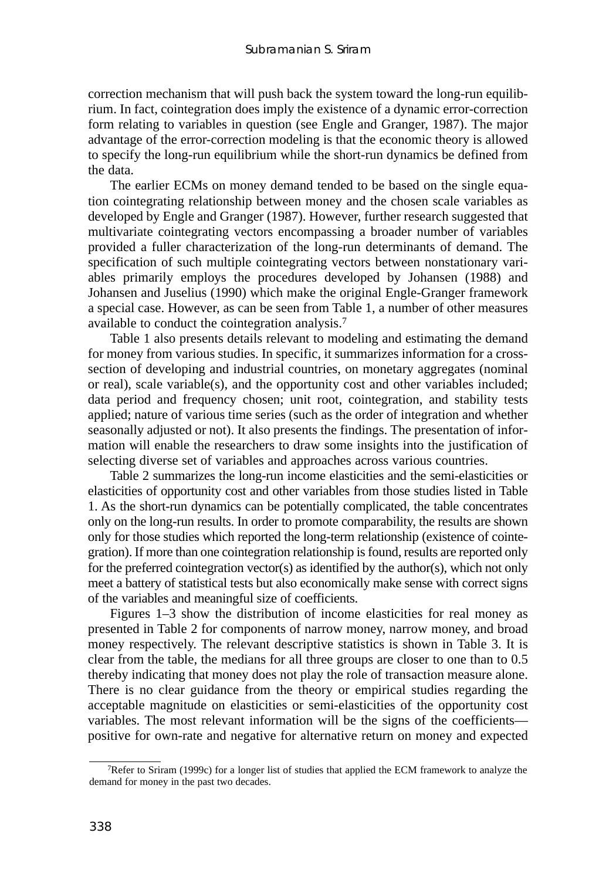correction mechanism that will push back the system toward the long-run equilibrium. In fact, cointegration does imply the existence of a dynamic error-correction form relating to variables in question (see Engle and Granger, 1987). The major advantage of the error-correction modeling is that the economic theory is allowed to specify the long-run equilibrium while the short-run dynamics be defined from the data.

The earlier ECMs on money demand tended to be based on the single equation cointegrating relationship between money and the chosen scale variables as developed by Engle and Granger (1987). However, further research suggested that multivariate cointegrating vectors encompassing a broader number of variables provided a fuller characterization of the long-run determinants of demand. The specification of such multiple cointegrating vectors between nonstationary variables primarily employs the procedures developed by Johansen (1988) and Johansen and Juselius (1990) which make the original Engle-Granger framework a special case. However, as can be seen from Table 1, a number of other measures available to conduct the cointegration analysis.[7]

Table 1 also presents details relevant to modeling and estimating the demand for money from various studies. In specific, it summarizes information for a cross-section of developing and industrial countries, on monetary aggregates (nominal or real), scale variable(s), and the opportunity cost and other variables included; data period and frequency chosen; unit root, cointegration, and stability tests applied; nature of various time series (such as the order of integration and whether seasonally adjusted or not). It also presents the findings. The presentation of information will enable the researchers to draw some insights into the justification of selecting diverse set of variables and approaches across various countries.

Table 2 summarizes the long-run income elasticities and the semi-elasticities or elasticities of opportunity cost and other variables from those studies listed in Table 1. As the short-run dynamics can be potentially complicated, the table concentrates only on the long-run results. In order to promote comparability, the results are shown only for those studies which reported the long-term relationship (existence of cointegration). If more than one cointegration relationship is found, results are reported only for the preferred cointegration vector(s) as identified by the author(s), which not only meet a battery of statistical tests but also economically make sense with correct signs of the variables and meaningful size of coefficients.

Figures 1–3 show the distribution of income elasticities for real money as presented in Table 2 for components of narrow money, narrow money, and broad money respectively. The relevant descriptive statistics is shown in Table 3. It is clear from the table, the medians for all three groups are closer to one than to 0.5 thereby indicating that money does not play the role of transaction measure alone. There is no clear guidance from the theory or empirical studies regarding the acceptable magnitude on elasticities or semi-elasticities of the opportunity cost variables. The most relevant information will be the signs of the coefficients—positive for own-rate and negative for alternative return on money and expected

[7] Refer to Sriram (1999c) for a longer list of studies that applied the ECM framework to analyze the demand for money in the past two decades.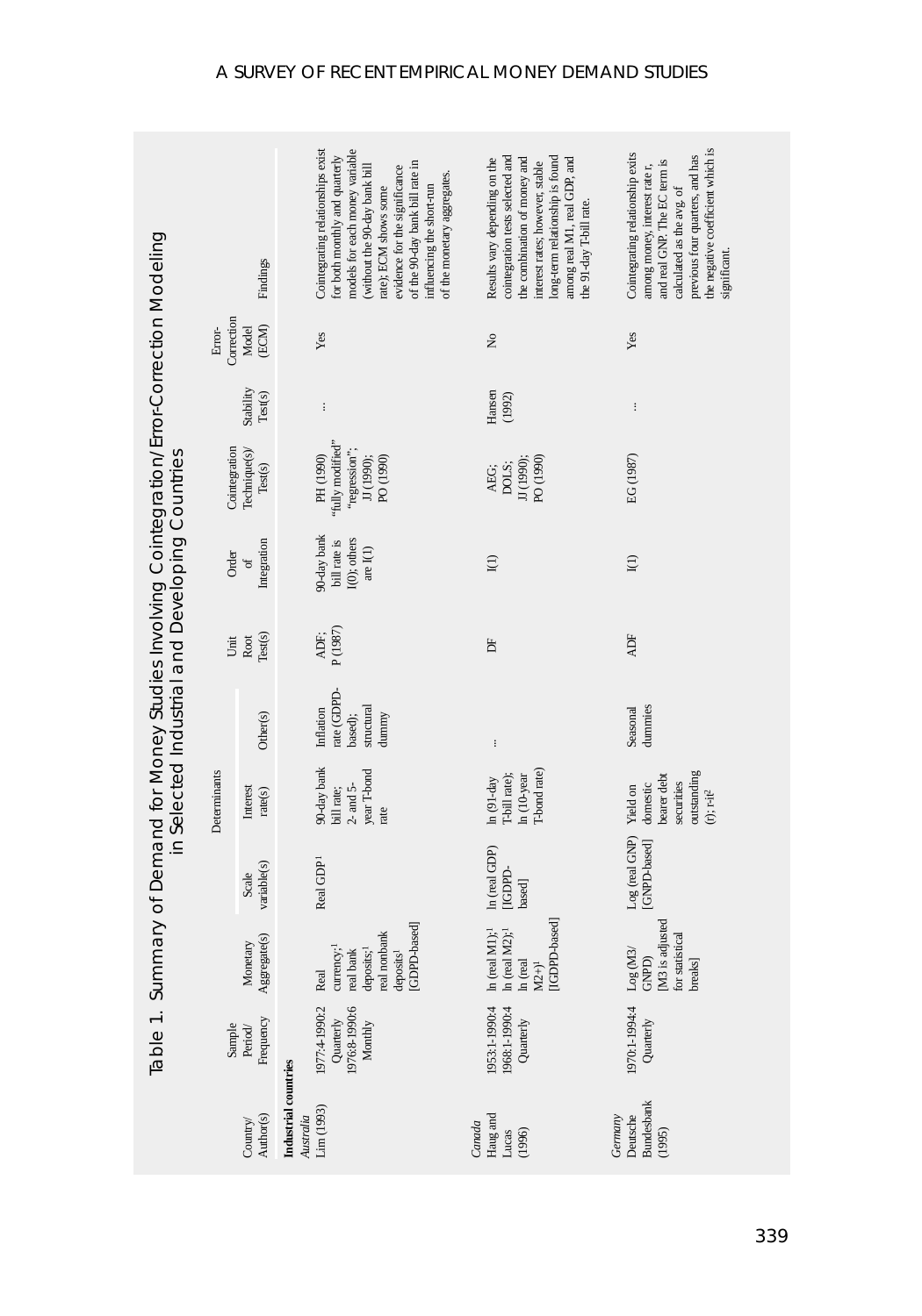# Table 1. Summary of Demand for Money Studies Involving Cointegration/Error-Correction Modeling in Selected Industrial and Developing Countries

| Country/ Author(s) | Sample Period/ Frequency | Determinants | | | | Unit Root Test(s) | Order of Integration | Cointegration Technique(s)/ Test(s) | Stability Test(s) | Error-Correction Model (ECM) | Findings |
|---|---|---|---|---|---|---|---|---|---|---|---|
| | | Monetary Aggregate(s) | Scale variable(s) | Interest rate(s) | Other(s) | | | | | | |
| **Industrial countries** | | | | | | | | | | | |
| *Australia* Lim (1993) | 1977:4-1990:2 Quarterly 1976:8-1990:6 Monthly | Real currency;[1] real bank deposits;[1] real nonbank deposits[1] [GDPD-based] | Real GDP[1] | 90-day bank bill rate; 2- and 5-year T-bond rate | Inflation rate (GDPD-based); structural dummy | ADF; P (1987) | 90-day bank bill rate is I(0); others are I(1) | PH (1990) "fully modified" "regression"; JJ (1990); PO (1990) | ... | Yes | Cointegrating relationships exist for both monthly and quarterly models for each money variable (without the 90-day bank bill rate); ECM shows some evidence for the significance of the 90-day bank bill rate in influencing the short-run of the monetary aggregates. |
| *Canada* Haug and Lucas (1996) | 1953:1-1990:4 1968:1-1990:4 Quarterly | ln (real M1);[1] ln (real M2);[1] ln (real M2+)[1] [IGDPD-based] | ln (real GDP) [IGDPD-based] | ln (91-day T-bill rate); ln (10-year T-bond rate) | ... | DF | I(1) | AEG; DOLS; JJ (1990); PO (1990) | Hansen (1992) | No | Results vary depending on the cointegration tests selected and the combination of money and interest rates; however, stable long-term relationship is found among real M1, real GDP, and the 91-day T-bill rate. |
| *Germany* Deutsche Bundesbank (1995) | 1970:1-1994:4 Quarterly | Log (M3/ GNPD) [M3 is adjusted for statistical breaks] | Log (real GNP) [GNPD-based] | Yield on domestic bearer debt securities outstanding (r); r-r[2] | Seasonal dummies | ADF | I(1) | EG (1987) | ... | Yes | Cointegrating relationship exits among money, interest rate r, and real GNP. The EC term is calculated as the avg. of previous four quarters, and has the negative coefficient which is significant. |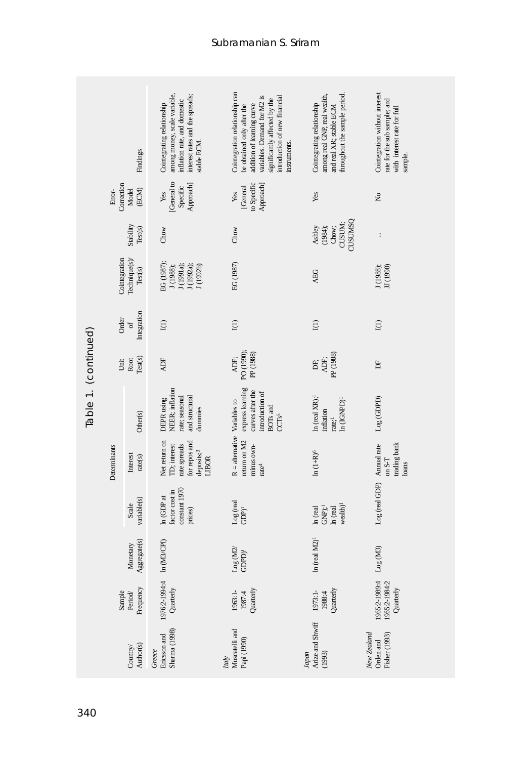Table 1. (continued)

| Country/ Author(s) | Sample Period/ Frequency | Monetary Aggregate(s) | Determinants | | | Unit Root Test(s) | Order of Integration | Cointegration Technique(s)/ Test(s) | Stability Test(s) | Error-Correction Model (ECM) | Findings |
|---|---|---|---|---|---|---|---|---|---|---|---|
| | | | Scale variable(s) | Interest rate(s) | Other(s) | | | | | | |
| *Greece* | | | | | | | | | | | |
| Ericsson and Sharma (1998) | 1976:2-1994:4 Quarterly | ln (M3/CPI) | ln (GDP at factor cost in constant 1970 prices) | Net return on TD; interest rate spreads for repos and deposits;[3] LIBOR | DEPR using NEER; inflation rate; seasonal and structural dummies | ADF | I(1) | EG (1987); J (1988); J (1991a); J (1992a); J (1992b) | Chow | Yes [General to Specific Approach] | Cointegrating relationship among money, scale variable, inflation rate, and domestic interest rates and the spreads; stable ECM. |
| *Italy* | | | | | | | | | | | |
| Muscatelli and Papi (1990) | 1963:1-1987:4 Quarterly | Log (M2/ GDPD)[1] | Log (real GDP)[1] | R = alternative return on M2 minus own-rate[4] | Variables to express learning curves after the introduction of BOTs and CCTs[5] | ADF; PO (1990); PP (1988) | I(1) | EG (1987) | Chow | Yes [General to Specific Approach] | Cointegration relationship can be obtained only after the addition of learning curve variables. Demand for M2 is significantly affected by the introduction of new financial instruments. |
| *Japan* | | | | | | | | | | | |
| Arize and Shwiff (1993) | 1973:1-1988:4 Quarterly | ln (real M2)[1] | ln (real GNP);[1] ln (real wealth)[1] | ln (1+R)[6] | ln (real XR);[1] inflation rate;[1] ln (IGNPD)[1] | DF; ADF; PP (1988) | I(1) | AEG | Ashley (1984); Chow; CUSUM; CUSUMSQ | Yes | Cointegrating relationship among real GNP, real wealth, and real XR; stable ECM throughout the sample period. |
| *New Zealand* | | | | | | | | | | | |
| Orden and Fisher (1993) | 1965:2-1989:4 1965:2-1984:2 Quarterly | Log (M3) | Log (real GDP) | Annual rate on S-T trading bank loans | Log (GDPD) | DF | I(1) | J (1988); JJ (1990) | ... | No | Cointegration without interest rate for the sub sample; and with interest rate for full sample. |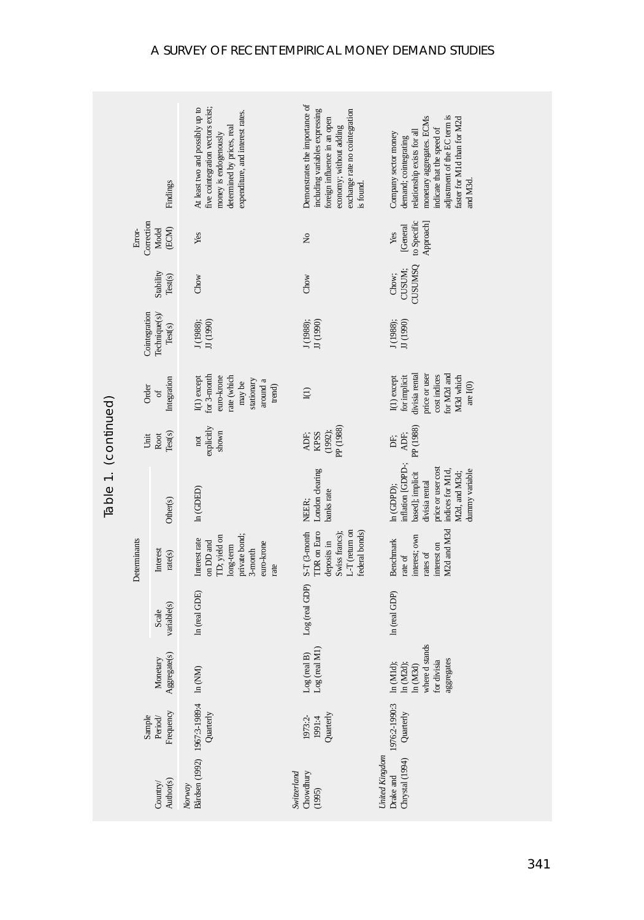Table 1. (continued)

| Country/ Author(s) | Sample Period/ Frequency | Monetary Aggregate(s) | Determinants | | | Unit Root Test(s) | Order of Integration | Cointegration Technique(s)/ Test(s) | Stability Test(s) | Error-Correction Model (ECM) | Findings |
|---|---|---|---|---|---|---|---|---|---|---|---|
| | | | Scale variable(s) | Interest rate(s) | Other(s) | | | | | | |
| *Norway* | | | | | | | | | | | |
| Bårdsen (1992) | 1967:3-1989:4 Quarterly | ln (NM) | ln (real GDE) | Interest rate on DD and TD; yield on long-term private bond; 3-month euro-krone rate | ln (GDED) | not explicitly shown | I(1) except for 3-month euro-krone rate (which may be stationary around a trend) | J (1988); JJ (1990) | Chow | Yes | At least two and possibly up to five cointegration vectors exist; money is endogenously determined by prices, real expenditure, and interest rates. |
| *Switzerland* | | | | | | | | | | | |
| Chowdhury (1995) | 1973:2-1991:4 Quarterly | Log (real B) Log (real M1) | Log (real GDP) | S-T (3-month TDR on Euro deposits in Swiss francs); L-T (return on federal bonds) | NEER; London clearing banks rate | ADF; KPSS (1992); PP (1988) | I(1) | J (1988); JJ (1990) | Chow | No | Demonstrates the importance of including variables expressing foreign influence in an open economy; without adding exchange rate no cointegration is found. |
| *United Kingdom* | | | | | | | | | | | |
| Drake and Chrystal (1994) | 1976:2-1990:3 Quarterly | ln (M1d); ln (M2d); ln (M3d) where d stands for divisia aggregates | ln (real GDP) | Benchmark rate of interest; own rates of interest on M2d and M3d | ln (GDPD); inflation [GDPD-based]; implicit divisia rental price or user cost indices for M1d, M2d, and M3d; dummy variable | DF; ADF; PP (1988) | I(1) except for implicit divisia rental price or user cost indices for M2d and M3d which are I(0) | J (1988); JJ (1990) | Chow; CUSUM; CUSUMSQ | Yes [General to Specific Approach] | Company sector money demand; cointegrating relationship exists for all monetary aggregates. ECMs indicate that the speed of adjustment of the EC term is faster for M1d than for M2d and M3d. |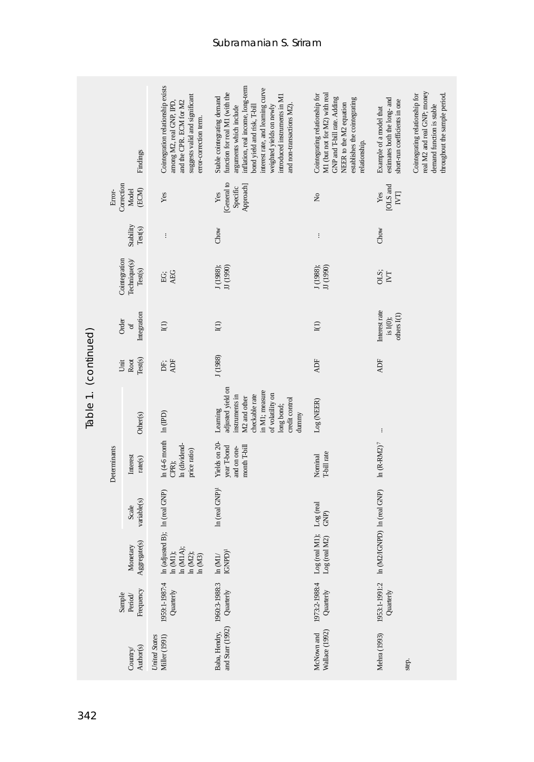Table 1. (continued)

| Country/ Author(s) | Sample Period/ Frequency | Determinants | | | | Unit Root Test(s) | Order of Integration | Cointegration Technique(s)/ Test(s) | Stability Test(s) | Error-Correction Model (ECM) | Findings |
|---|---|---|---|---|---|---|---|---|---|---|---|
| | | Monetary Aggregate(s) | Scale variable(s) | Interest rate(s) | Other(s) | | | | | | |
| *United States* | | | | | | | | | | | |
| Miller (1991) | 1959:1-1987:4 Quarterly | ln (adjusted B); ln (M1); ln (M1A); ln (M2); ln (M3) | ln (real GNP) | ln (4-6 month CPR); ln (dividend-price ratio) | ln (IPD) | DF; ADF | I(1) | EG; AEG | ... | Yes | Cointegration relationship exists among M2, real GNP, IPD, and the CPR. ECM for M2 suggests valid and significant error-correction term. |
| Baba, Hendry, and Starr (1992) | 1960:3-1988:3 Quarterly | ln (M1/ IGNPD)[1] | ln (real GNP)[1] | Yields on 20-year T-bond and on one-month T-bill | Learning adjusted yield on instruments in M2 and other checkable rate in M1; measure of volatility on long bond; credit control dummy | J (1988) | I(1) | J (1988); JJ (1990) | Chow | Yes [General to Specific Approach] | Stable cointegrating demand function for real M1 (with the arguments which include inflation, real income, long-term bond yield and risk, T-bill interest rate, and learning curve weighted yields on newly introduced instruments in M1 and non-transactions M2). |
| McNown and Wallace (1992) | 1973:2-1988:4 Quarterly | Log (real M1); Log (real M2) | Log (real GNP) | Nominal T-bill rate | Log (NEER) | ADF | I(1) | J (1988); JJ (1990) | ... | No | Cointegrating relationship for M1 (but not for M2) with real GNP and T-bill rate. Adding NEER to the M2 equation establishes the cointegrating relationship. |
| Mehra (1993) | 1953:1-1991:2 Quarterly | ln (M2/IGNPD) | ln (real GNP) | ln (R-RM2)[7] | ... | ADF | Interest rate is I(0); others I(1) | OLS; IVT | Chow | Yes [OLS and IVT] | Example of a model that estimates both the long- and short-run coefficients in one step. Cointegrating relationship for real M2 and real GNP; money demand function is stable throughout the sample period. |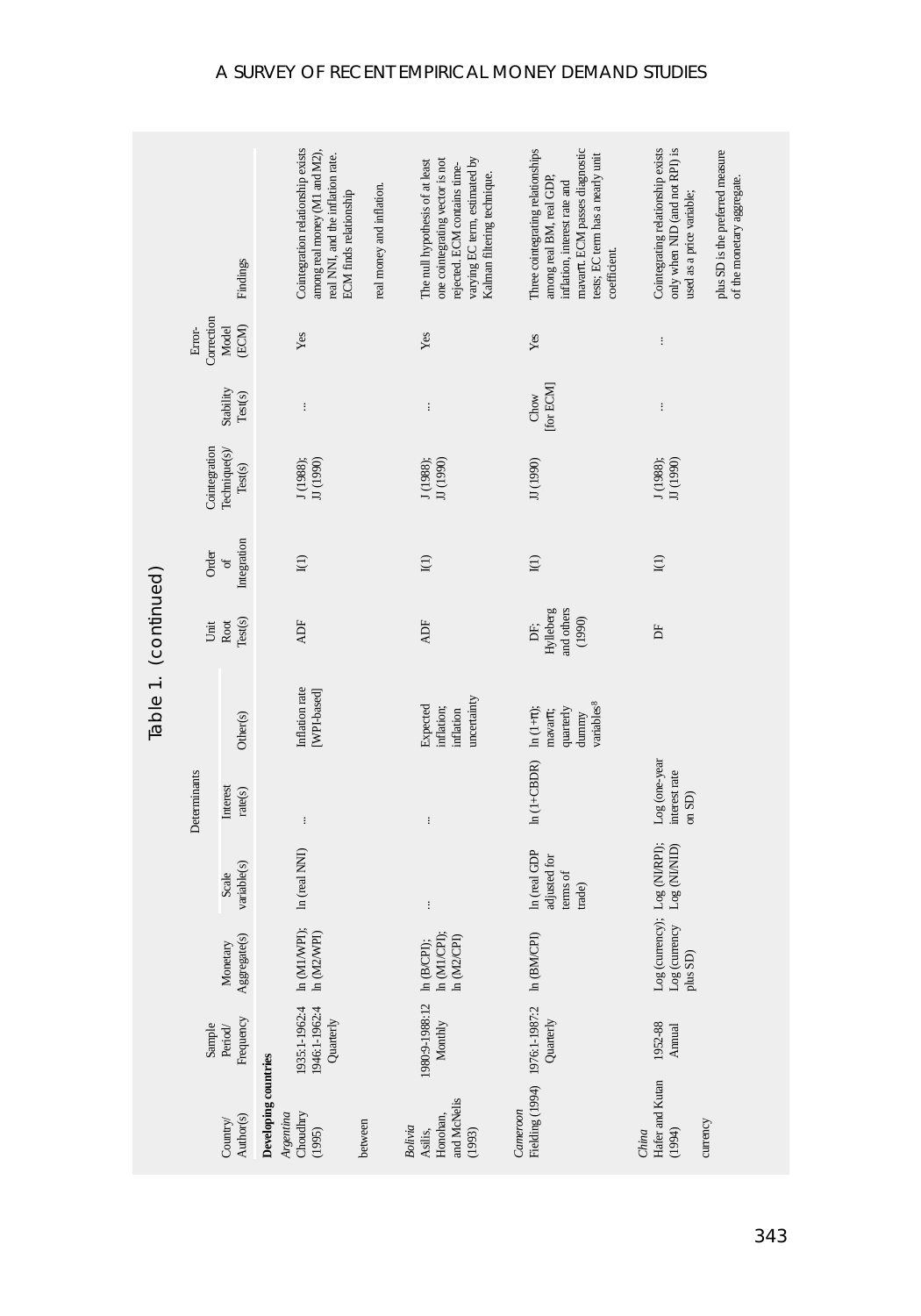Table 1. (continued)

| Country/ Author(s) | Sample Period/ Frequency | Determinants | | | | Unit Root Test(s) | Order of Integration | Cointegration Technique(s)/ Test(s) | Stability Test(s) | Error-Correction Model (ECM) | Findings |
|---|---|---|---|---|---|---|---|---|---|---|---|
| | | Monetary Aggregate(s) | Scale variable(s) | Interest rate(s) | Other(s) | | | | | | |
| **Developing countries** | | | | | | | | | | | |
| *Argentina* Choudhry (1995) | 1935:1-1962:4 1946:1-1962:4 Quarterly | ln (M1/WPI); ln (M2/WPI) | ln (real NNI) | ... | Inflation rate [WPI-based] | ADF | I(1) | J (1988); JJ (1990) | ... | Yes | Cointegration relationship exists among real money (M1 and M2), real NNI, and the inflation rate. ECM finds relationship between real money and inflation. |
| *Bolivia* Asilis, Honohan, and McNelis (1993) | 1980:9-1988:12 Monthly | ln (B/CPI); ln (M1/CPI); ln (M2/CPI) | ... | ... | Expected inflation; inflation uncertainty | ADF | I(1) | J (1988); JJ (1990) | ... | Yes | The null hypothesis of at least one cointegrating vector is not rejected. ECM contains time-varying EC term, estimated by Kalman filtering technique. |
| *Cameroon* Fielding (1994) | 1976:1-1987:2 Quarterly | ln (BM/CPI) | ln (real GDP adjusted for terms of trade) | ln (1+CBDR) | ln (1+π); mavarπ; quarterly dummy variables[8] | DF; Hylleberg and others (1990) | I(1) | JJ (1990) | Chow [for ECM] | Yes | Three cointegrating relationships among real BM, real GDP, inflation, interest rate and mavarπ. ECM passes diagnostic tests; EC term has a nearly unit coefficient. |
| *China* Hafer and Kutan (1994) | 1952-88 Annual | Log (currency); Log (currency plus SD) | Log (NI/RPI); Log (NI/NID) | Log (one-year interest rate on SD) | | DF | I(1) | J (1988); JJ (1990) | ... | ... | Cointegrating relationship exists only when NID (and not RPI) is used as a price variable; currency plus SD is the preferred measure of the monetary aggregate. |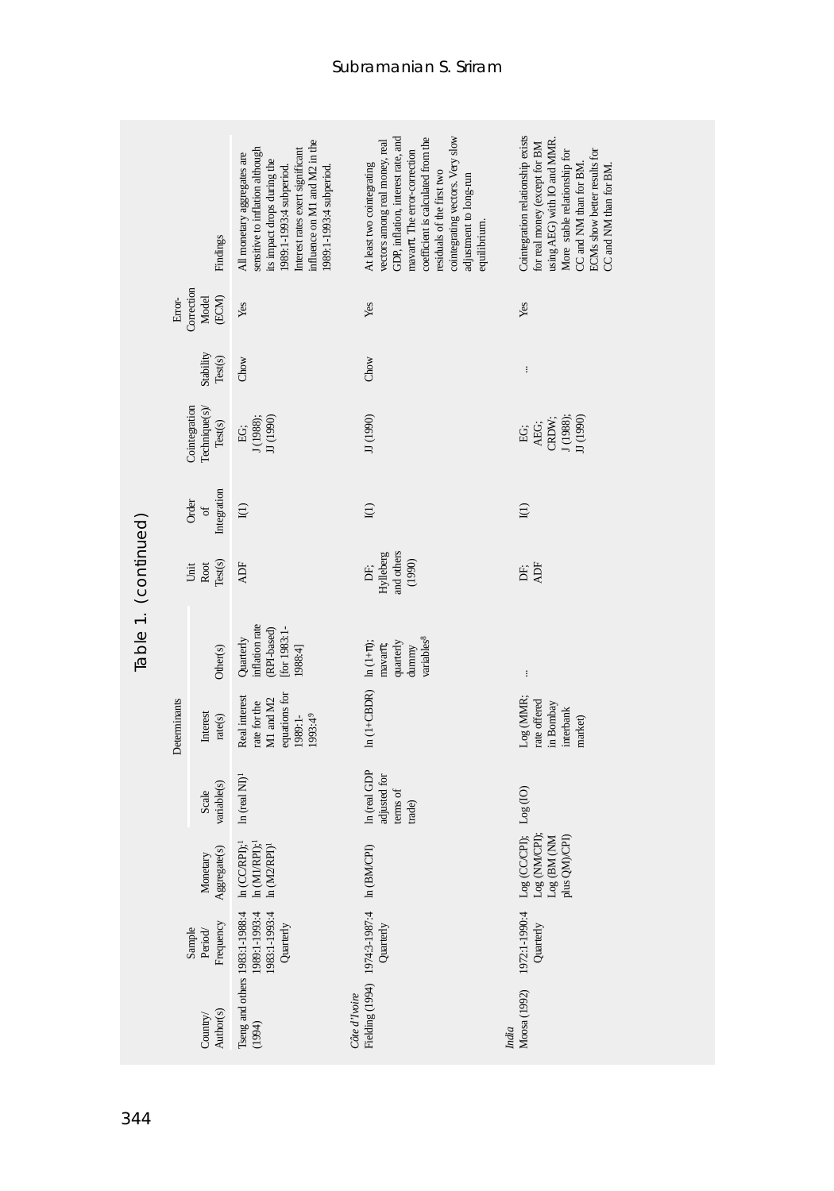## Table 1. (continued)

| Country/ Author(s) | Sample Period/ Frequency | Determinants | | | | Unit Root Test(s) | Order of Integration | Cointegration Technique(s)/ Test(s) | Stability Test(s) | Error-Correction Model (ECM) | Findings |
|---|---|---|---|---|---|---|---|---|---|---|---|
| | | Monetary Aggregate(s) | Scale variable(s) | Interest rate(s) | Other(s) | | | | | | |
| Tseng and others (1994) | 1983:1-1988:4 1989:1-1993:4 1983:1-1993:4 Quarterly | ln (CC/RPI);[1] ln (M1/RPI);[1] ln (M2/RPI)[1] | ln (real NI)[1] | Real interest rate for the M1 and M2 equations for 1989:1-1993:4[9] | Quarterly inflation rate (RPI-based) [for 1983:1-1988:4] | ADF | I(1) | EG; J (1988); JJ (1990) | Chow | Yes | All monetary aggregates are sensitive to inflation although its impact drops during the 1989:1-1993:4 subperiod. Interest rates exert significant influence on M1 and M2 in the 1989:1-1993:4 subperiod. |
| *Côte d'Ivoire* | | | | | | | | | | | |
| Fielding (1994) | 1974:3-1987:4 Quarterly | ln (BM/CPI) | ln (real GDP adjusted for terms of trade) | ln (1+CBDR) | ln (1+π); mavarπ; quarterly dummy variables[8] | DF; Hylleberg and others (1990) | I(1) | JJ (1990) | Chow | Yes | At least two cointegrating vectors among real money, real GDP, inflation, interest rate, and mavarπ. The error-correction coefficient is calculated from the residuals of the first two cointegrating vectors. Very slow adjustment to long-run equilibrium. |
| *India* | | | | | | | | | | | |
| Moosa (1992) | 1972:1-1990:4 Quarterly | Log (CC/CPI); Log (NM/CPI); Log (BM (NM plus QM)/CPI) | Log (IO) | Log (MMR; rate offered in Bombay interbank market) | ... | DF; ADF | I(1) | EG; AEG; CRDW; J (1988); JJ (1990) | ... | Yes | Cointegration relationship exists for real money (except for BM using AEG) with IO and MMR. More stable relationship for CC and NM than for BM. ECMs show better results for CC and NM than for BM. |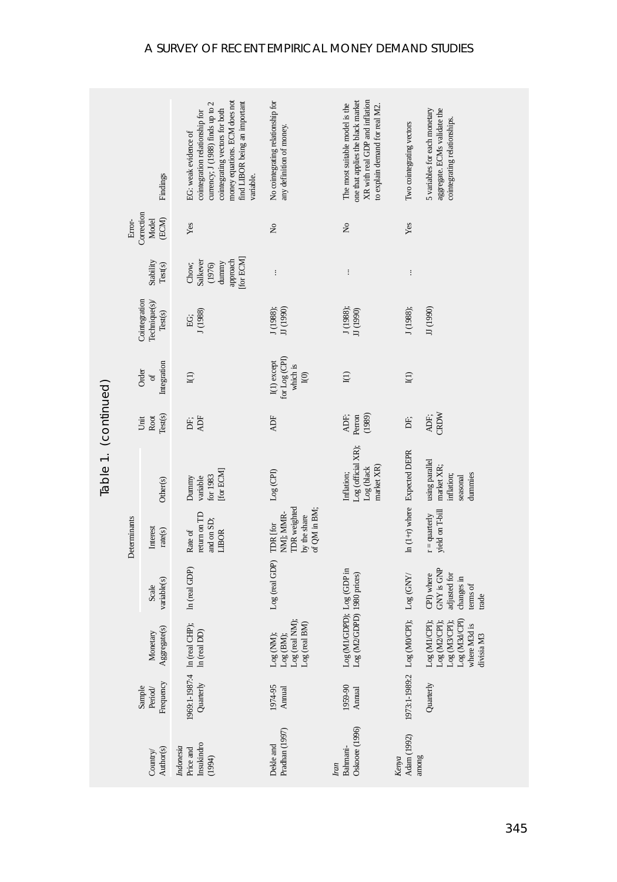Table 1. (continued)

| Country/ Author(s) | Sample Period/ Frequency | Monetary Aggregate(s) | Determinants | | | Unit Root Test(s) | Order of Integration | Cointegration Technique(s)/ Test(s) | Stability Test(s) | Error-Correction Model (ECM) | Findings |
|---|---|---|---|---|---|---|---|---|---|---|---|
| | | | Scale variable(s) | Interest rate(s) | Other(s) | | | | | | |
| *Indonesia* | | | | | | | | | | | |
| Price and Insukindro (1994) | 1969:1-1987:4 Quarterly | ln (real CHP); ln (real DD) | ln (real GDP) | Rate of return on TD and on SD; LIBOR | Dummy variable for 1983 [for ECM] | DF; ADF | I(1) | EG; J (1988) | Chow; Salkever (1976) dummy approach [for ECM] | Yes | EG: weak evidence of cointegration relationship for currency; J (1988) finds up to 2 cointegrating vectors for both money equations. ECM does not find LIBOR being an important variable. |
| Dekle and Pradhan (1997) | 1974-95 Annual | Log (NM); Log (BM); Log (real NM); Log (real BM) | Log (real GDP) | TDR [for NM]; MMR-TDR weighted by the share of QM in BM; | Log (CPI) | ADF | I(1) except for Log (CPI) which is I(0) | J (1988); JJ (1990) | ... | No | No cointegrating relationship for any definition of money. |
| *Iran* | | | | | | | | | | | |
| Bahmani-Oskooee (1996) | 1959-90 Annual | Log (M1/GDPD); Log (M2/GDPD) | Log (GDP in 1980 prices) | | Inflation; Log (official XR); Log (black market XR) | ADF; Perron (1989) | I(1) | J (1988); JJ (1990) | ... | No | The most suitable model is the one that applies the black market XR with real GDP and inflation to explain demand for real M2. |
| *Kenya* | | | | | | | | | | | |
| Adam (1992) among | 1973:1-1989:2 Quarterly | Log (M0/CPI); Log (M1/CPI); Log (M2/CPI); Log (M3/CPI); Log (M3d/CPI) where M3d is divisia M3 | Log (GNY/CPI) where GNY is GNP adjusted for changes in terms of trade | ln (1+r) where r = quarterly yield on T-bill | Expected DEPR using parallel market XR; inflation; seasonal dummies | DF; ADF; CRDW | I(1) | J (1988); JJ (1990) | ... | Yes | Two cointegrating vectors 5 variables for each monetary aggregate. ECMs validate the cointegrating relationships. |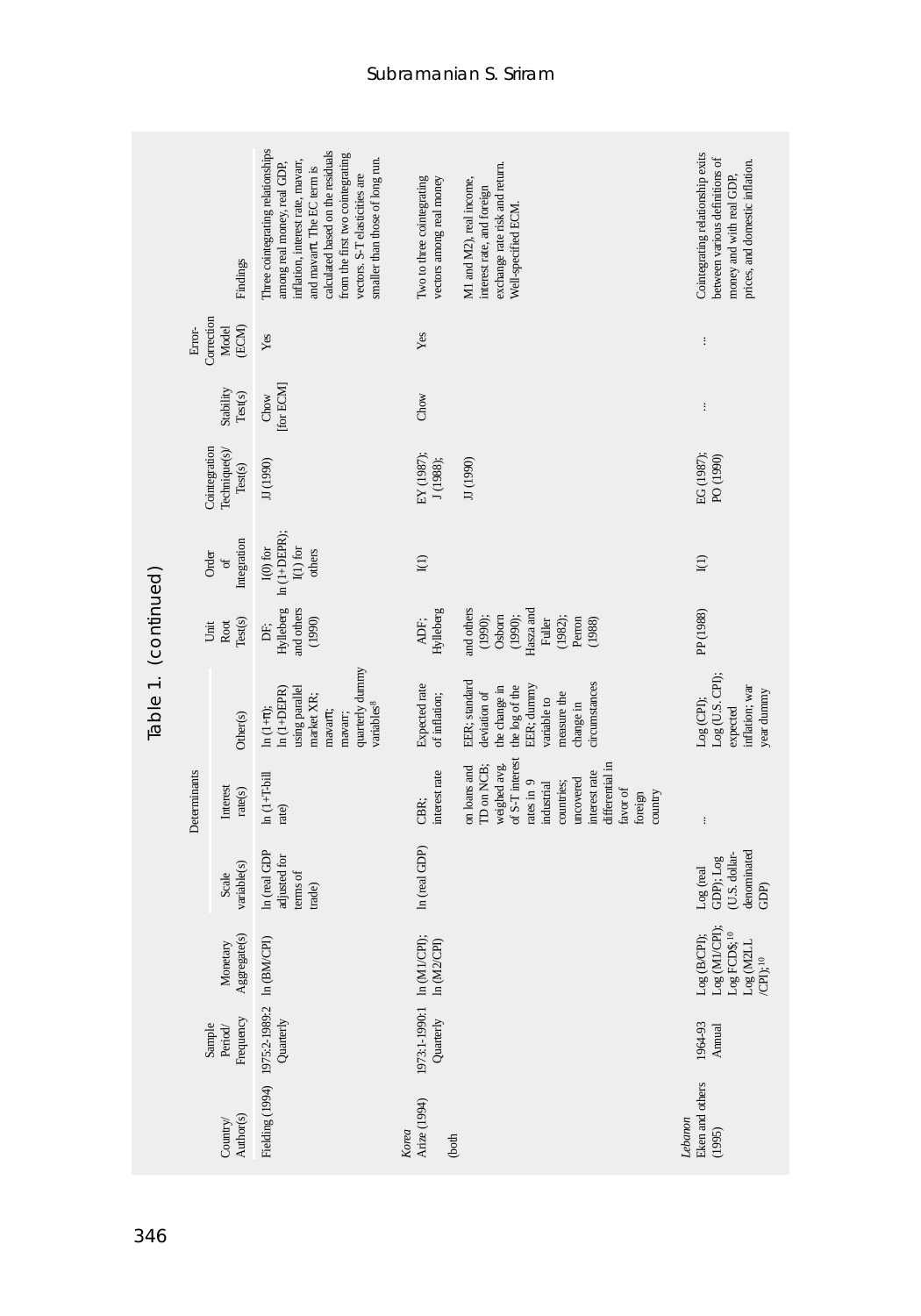Table 1. (continued)

| Country/ Author(s) | Sample Period/ Frequency | Determinants | | | | Unit Root Test(s) | Order of Integration | Cointegration Technique(s)/ Test(s) | Stability Test(s) | Error-Correction Model (ECM) | Findings |
|---|---|---|---|---|---|---|---|---|---|---|---|
| | | Monetary Aggregate(s) | Scale variable(s) | Interest rate(s) | Other(s) | | | | | | |
| Fielding (1994) | 1975:2-1989:2 Quarterly | ln (BM/CPI) | ln (real GDP adjusted for terms of trade) | ln (1+T-bill rate) | ln (1+π); ln (1+DEPR) using parallel market XR; mavarπ; mavarr; quarterly dummy variables[8] | DF; Hylleberg and others (1990) | I(0) for ln (1+DEPR); I(1) for others | JJ (1990) | Chow [for ECM] | Yes | Three cointegrating relationships among real money, real GDP, inflation, interest rate, mavarr, and mavarπ. The EC term is calculated based on the residuals from the first two cointegrating vectors. S-T elasticities are smaller than those of long run. |
| *Korea* | | | | | | | | | | | |
| Arize (1994) | 1973:1-1990:1 Quarterly | ln (M1/CPI); ln (M2/CPI) | ln (real GDP) | CBR; interest rate on loans and TD on NCB; weighed avg. of S-T interest rates in 9 industrial countries; uncovered interest rate differential in favor of foreign country | Expected rate of inflation; EER; standard deviation of the change in the log of the EER; dummy variable to measure the change in circumstances | ADF; Hylleberg and others (1990); Osborn (1990); Hasza and Fuller (1982); Perron (1988) | I(1) | EY (1987); J (1988); JJ (1990) | Chow | Yes | Two to three cointegrating vectors among real money (both M1 and M2), real income, interest rate, and foreign exchange rate risk and return. Well-specified ECM. |
| *Lebanon* | | | | | | | | | | | |
| Eken and others (1995) | 1964-93 Annual | Log (B/CPI); Log (M1/CPI); Log FCD$;[10] Log (M2LL /CPI);[10] | Log (real GDP); Log (U.S. dollar-denominated GDP) | ... | Log (CPI); Log (U.S. CPI); expected inflation; war year dummy | PP (1988) | I(1) | EG (1987); PO (1990) | ... | ... | Cointegrating relationship exits between various definitions of money and with real GDP, prices, and domestic inflation. |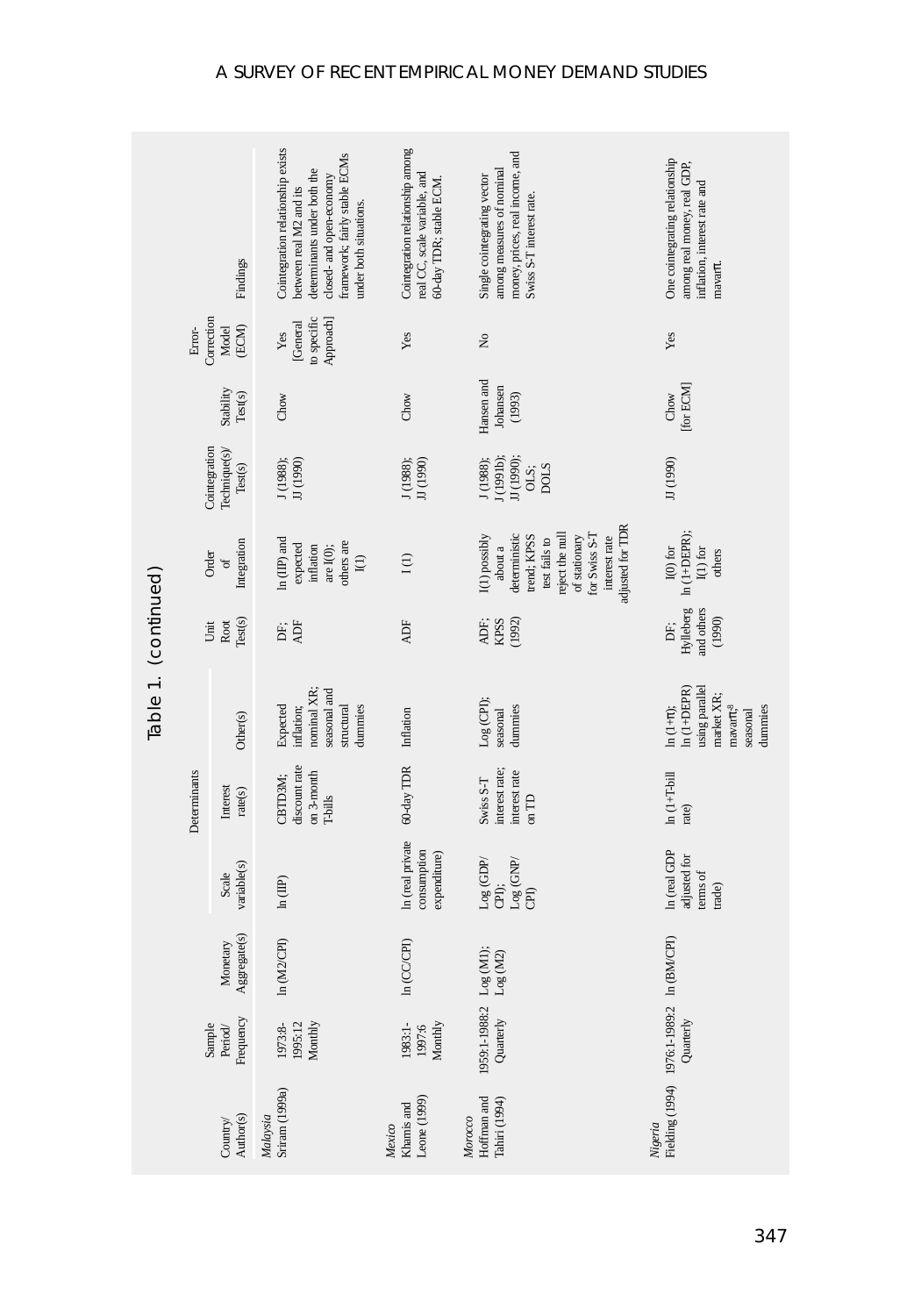Table 1. (continued)

| Country/ Author(s) | Sample Period/ Frequency | Monetary Aggregate(s) | Determinants | | | Unit Root Test(s) | Order of Integration | Cointegration Technique(s)/ Test(s) | Stability Test(s) | Error-Correction Model (ECM) | Findings |
|---|---|---|---|---|---|---|---|---|---|---|---|
| | | | Scale variable(s) | Interest rate(s) | Other(s) | | | | | | |
| *Malaysia* | | | | | | | | | | | |
| Sriram (1999a) | 1973:8-1995:12 Monthly | ln (M2/CPI) | ln (IIP) | CBTD3M; discount rate on 3-month T-bills | Expected inflation; nominal XR; seasonal and structural dummies | DF; ADF | ln (IIP) and expected inflation are I(0); others are I(1) | J (1988); JJ (1990) | Chow | Yes [General to specific Approach] | Cointegration relationship exists between real M2 and its determinants under both the closed- and open-economy framework; fairly stable ECMs under both situations. |
| *Mexico* | | | | | | | | | | | |
| Khamis and Leone (1999) | 1983:1-1997:6 Monthly | ln (CC/CPI) | ln (real private consumption expenditure) | 60-day TDR | Inflation | ADF | I (1) | J (1988); JJ (1990) | Chow | Yes | Cointegration relationship among real CC, scale variable, and 60-day TDR; stable ECM. |
| *Morocco* | | | | | | | | | | | |
| Hoffman and Tahiri (1994) | 1959:1-1988:2 Quarterly | Log (M1); Log (M2) | Log (GDP/CPI); Log (GNP/CPI) | Swiss S-T interest rate; interest rate on TD | Log (CPI); seasonal dummies | ADF; KPSS (1992) | I(1) possibly about a deterministic trend; KPSS test fails to reject the null of stationary for Swiss S-T interest rate adjusted for TDR | J (1988); J (1991b); JJ (1990); OLS; DOLS | Hansen and Johansen (1993) | No | Single cointegrating vector among measures of nominal money, prices, real income, and Swiss S-T interest rate. |
| *Nigeria* | | | | | | | | | | | |
| Fielding (1994) | 1976:1-1989:2 Quarterly | ln (BM/CPI) | ln (real GDP adjusted for terms of trade) | ln (1+T-bill rate) | ln (1+π); ln (1+DEPR) using parallel market XR; mavarπ;[8] seasonal dummies | DF; Hylleberg and others (1990) | I(0) for ln (1+DEPR); I(1) for others | JJ (1990) | Chow [for ECM] | Yes | One cointegrating relationship among real money, real GDP, inflation, interest rate and mavarπ. |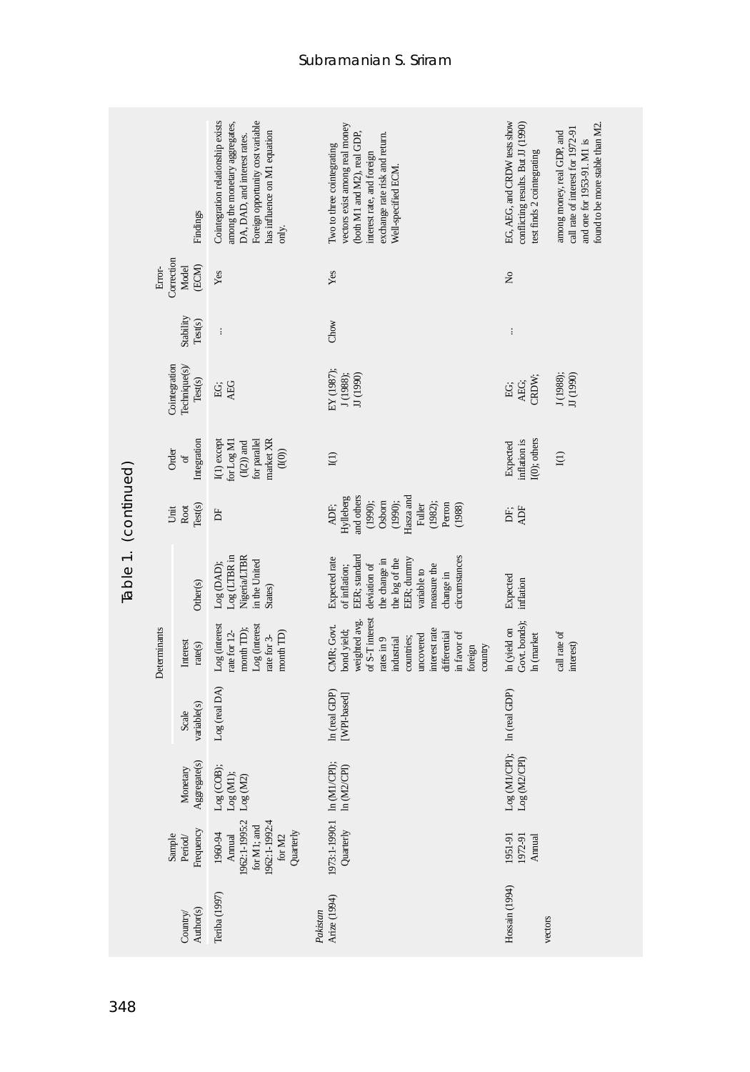## Table 1. (continued)

| Country/ Author(s) | Sample Period/ Frequency | Determinants | | | | Unit Root Test(s) | Order of Integration | Cointegration Technique(s)/ Test(s) | Stability Test(s) | Error-Correction Model (ECM) | Findings |
|---|---|---|---|---|---|---|---|---|---|---|---|
| | | Monetary Aggregate(s) | Scale variable(s) | Interest rate(s) | Other(s) | | | | | | |
| Teriba (1997) | 1960-94 Annual 1962:1-1995:2 for M1; and 1962:1-1992:4 for M2 Quarterly | Log (COB); Log (M1); Log (M2) | Log (real DA) | Log (interest rate for 12-month TD); Log (interest rate for 3-month TD) | Log (DAD); Log (LTBR in Nigeria/LTBR in the United States) | DF | I(1) except for Log M1 (I(2)) and for parallel market XR (I(0)) | EG; AEG | ... | Yes | Cointegration relationship exists among the monetary aggregates, DA, DAD, and interest rates. Foreign opportunity cost variable has influence on M1 equation only. |
| *Pakistan* | | | | | | | | | | | |
| Arize (1994) | 1973:1-1990:1 Quarterly | ln (M1/CPI); ln (M2/CPI) | ln (real GDP) [WPI-based] | CMR; Govt. bond yield; weighted avg. of S-T interest rates in 9 industrial countries; uncovered interest rate differential in favor of foreign country | Expected rate of inflation; EER; standard deviation of the change in the log of the EER; dummy variable to measure the change in circumstances | ADF; Hylleberg and others (1990); Osborn (1990); Hasza and Fuller (1982); Perron (1988) | I(1) | EY (1987); J (1988); JJ (1990) | Chow | Yes | Two to three cointegrating vectors exist among real money (both M1 and M2), real GDP, interest rate, and foreign exchange rate risk and return. Well-specified ECM. |
| Hossain (1994) | 1951-91 1972-91 Annual | Log (M1/CPI); Log (M2/CPI) | ln (real GDP) | ln (yield on Govt. bonds); ln (market call rate of interest) | Expected inflation | DF; ADF | Expected inflation is I(0); others I(1) | EG; AEG; CRDW; J (1988); JJ (1990) | ... | No | EG, AEG, and CRDW tests show conflicting results. But JJ (1990) test finds 2 cointegrating vectors among money, real GDP, and call rate of interest for 1972-91 and one for 1953-91. M1 is found to be more stable than M2. |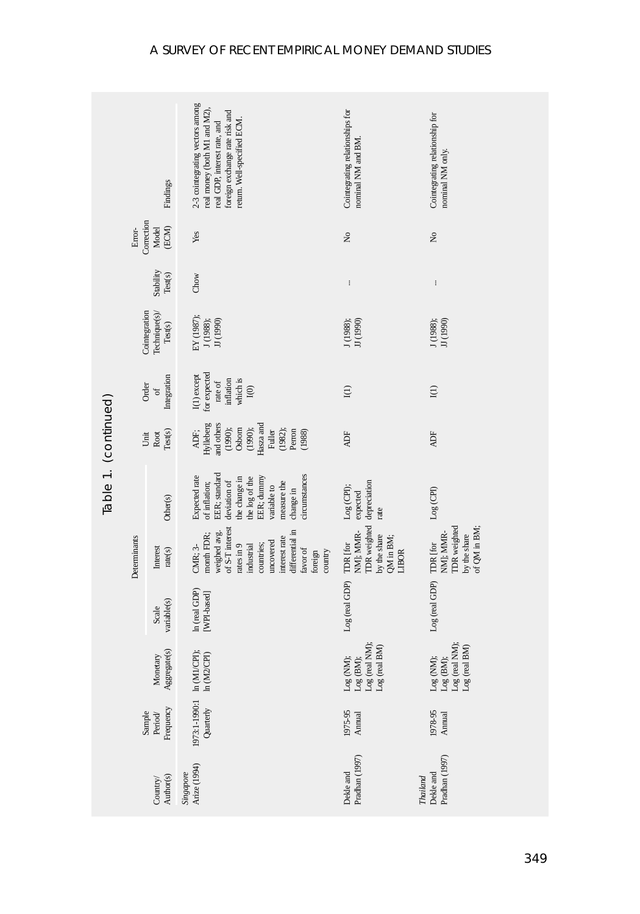Table 1. (continued)

| Country/ Author(s) | Sample Period/ Frequency | Monetary Aggregate(s) | Determinants | | | Unit Root Test(s) | Order of Integration | Cointegration Technique(s)/ Test(s) | Stability Test(s) | Error-Correction Model (ECM) | Findings |
|---|---|---|---|---|---|---|---|---|---|---|---|
| | | | Scale variable(s) | Interest rate(s) | Other(s) | | | | | | |
| *Singapore* Arize (1994) | 1973:1-1990:1 Quarterly | ln (M1/CPI); ln (M2/CPI) | ln (real GDP) [WPI-based] | CMR; 3-month FDR; weighed avg. of S-T interest rates in 9 industrial countries; uncovered interest rate differential in favor of foreign country | Expected rate of inflation; EER; standard deviation of the change in the log of the EER; dummy variable to measure the change in circumstances | ADF; Hylleberg and others (1990); Osborn (1990); Hasza and Fuller (1982); Perron (1988) | I(1) except for expected rate of inflation which is I(0) | EY (1987); J (1988); JJ (1990) | Chow | Yes | 2-3 cointegrating vectors among real money (both M1 and M2), real GDP, interest rate, and foreign exchange rate risk and return. Well-specified ECM. |
| Dekle and Pradhan (1997) | 1975-95 Annual | Log (NM); Log (BM); Log (real NM); Log (real BM) | Log (real GDP) | TDR [for NM]; MMR-TDR weighted by the share QM in BM; LIBOR | Log (CPI); expected depreciation rate | ADF | I(1) | J (1988); JJ (1990) | ... | No | Cointegrating relationships for nominal NM and BM. |
| *Thailand* Dekle and Pradhan (1997) | 1978-95 Annual | Log (NM); Log (BM); Log (real NM); Log (real BM) | Log (real GDP) | TDR [for NM]; MMR-TDR weighted by the share of QM in BM; | Log (CPI) | ADF | I(1) | J (1988); JJ (1990) | ... | No | Cointegrating relationship for nominal NM only. |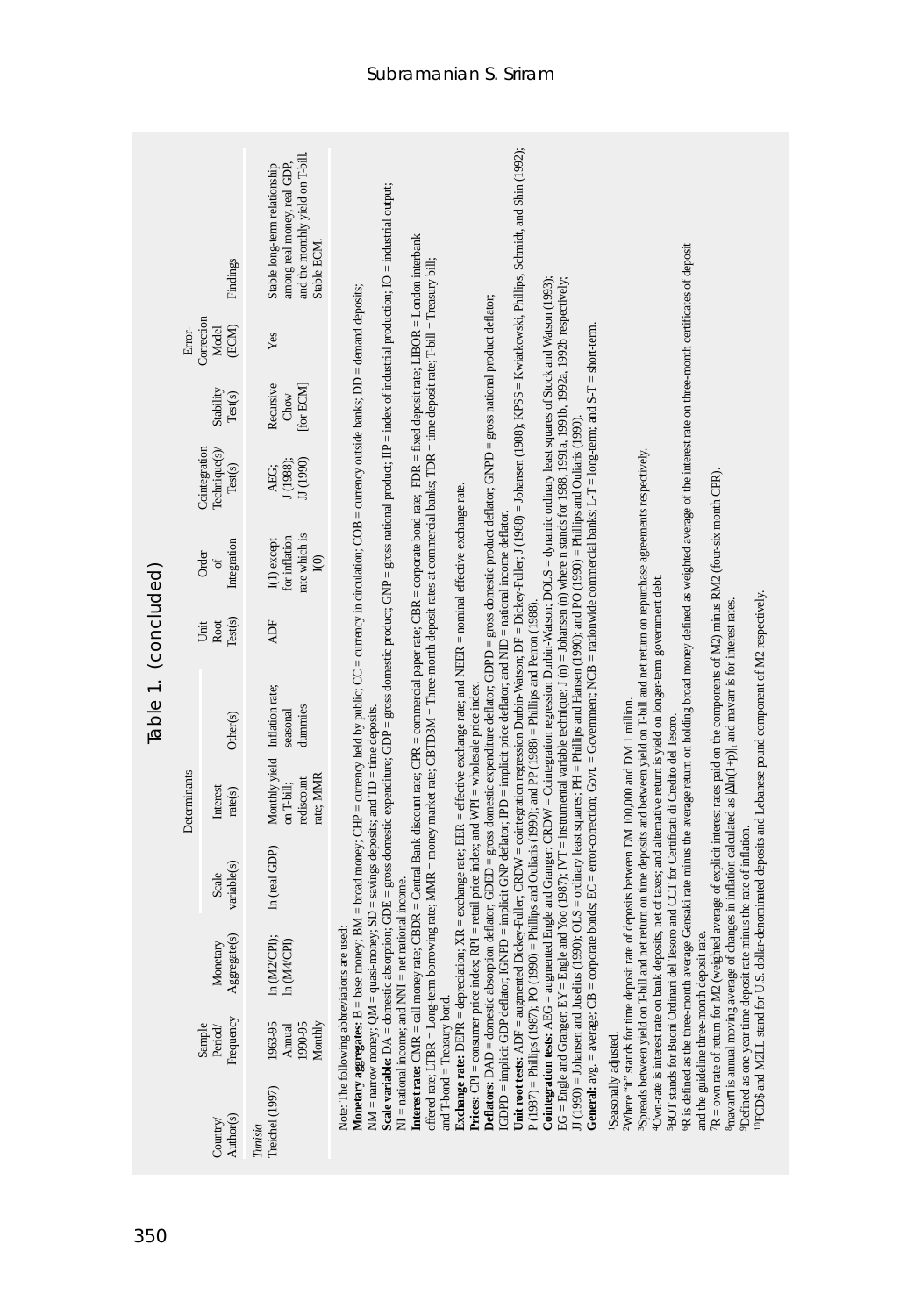Table 1. (concluded)

| Country/ Author(s) | Sample Period/ Frequency | Determinants | | | | Unit Root Test(s) | Order of Integration | Cointegration Technique(s)/ Test(s) | Stability Test(s) | Error-Correction Model (ECM) | Findings |
|---|---|---|---|---|---|---|---|---|---|---|---|
| | | Monetary Aggregate(s) | Scale variable(s) | Interest rate(s) | Other(s) | | | | | | |
| *Tunisia* | | | | | | | | | | | |
| Treichel (1997) | 1963-95 Annual 1990-95 Monthly | ln (M2/CPI); ln (M4/CPI) | ln (real GDP) | Monthly yield on T-bill; rediscount rate; MMR | Inflation rate; seasonal dummies | ADF | I(1) except for inflation rate which is I(0) | AEG; J (1988); JJ (1990) | Recursive Chow [for ECM] | Yes | Stable long-term relationship among real money, real GDP, and the monthly yield on T-bill. Stable ECM. |

Note: The following abbreviations are used:

**Monetary aggregates:** B = base money; BM = broad money; CHP = currency held by public; CC = currency in circulation; COB = currency outside banks; DD = demand deposits; NM = narrow money; QM = quasi-money; SD = savings deposits; and TD = time deposits.

**Scale variable:** DA = domestic absorption; GDE = gross domestic expenditure; GDP = gross domestic product; GNP = gross national product; IIP = index of industrial production; IO = industrial output; NI = national income; and NNI = net national income.

**Interest rate:** CMR = call money rate; CBDR = Central Bank discount rate: CPR = commercial paper rate; CBR = corporate bond rate; FDR = fixed deposit rate; LIBOR = London interbank offered rate; LTBR = Long-term borrowing rate; MMR = money market rate; CBTD3M = Three-month deposit rates at commercial banks; TDR = time deposit rate; T-bill = Treasury bill; and T-bond = Treasury bond.

**Exchange rate:** DEPR = depreciation; XR = exchange rate; EER = effective exchange rate; and NEER = nominal effective exchange rate.

**Prices:** CPI = consumer price index; RPI = retail price index; and WPI = wholesale price index.

**Deflators:** DAD = domestic absorption deflator; GDED = gross domestic expenditure deflator; GDPD = gross domestic product deflator; GNPD = gross national product deflator; IGDPD = implicit GDP deflator; IGNPD = implicit GNP deflator; IPD = implicit price deflator; and NID = national income deflator.

**Unit root tests:** ADF = augmented Dickey-Fuller; CRDW = cointegration regression Durbin-Watson; DF = Dickey-Fuller; J (1988) = Johansen (1988); KPSS = Kwiatkowski, Phillips, Schmidt, and Shin (1992); P (1987) = Phillips (1987); PO (1990) = Phillips and Ouliaris (1990); and PP (1988) = Phillips and Perron (1988).

**Cointegration tests:** AEG = augmented Engle and Granger; CRDW = Cointegration regression Durbin-Watson; DOLS = dynamic ordinary least squares of Stock and Watson (1993); EG = Engle and Granger; EY = Engle and Yoo (1987); IVT = instrumental variable technique; J (n) = Johansen (n) where n stands for 1988, 1991a, 1991b, 1992a, 1992b respectively; JJ (1990) = Johansen and Juselius (1990); OLS = ordinary least squares; PH = Phillips and Hansen (1990); and PO (1990) = Phillips and Ouliaris (1990).

**General:** avg. = average; CB = corporate bonds; EC = error-correction; Govt. = Government; NCB = nationwide commercial banks; L-T = long-term; and S-T = short-term.

[1]Seasonally adjusted.

[2]Where "it" stands for time deposit rate of deposits between DM 100,000 and DM 1 million.

[3]Spreads between yield on T-bill and net return on time deposits and between yield on T-bill and net return on repurchase agreements respectively.

[4]Own-rate is interest rate on bank deposits, net of taxes; and alternative return is yield on longer-term government debt.

[5]BOT stands for Buoni Ordinari del Tesoro and CCT for Certificati di Credito del Tesoro.

[6]R is defined as the three-month average Gensaki rate minus the average return on holding broad money defined as weighted average of the interest rate on three-month certificates of deposit and the guideline three-month deposit rate.

[7]R = own rate of return for M2 (weighted average of explicit interest rates paid on the components of M2) minus RM2 (four-six month CPR).

[8]mavarπ is annual moving average of changes in inflation calculated as $[\Delta \ln(1+p)]$, and mavarr is for interest rates.

[9]Defined as one-year time deposit rate minus the rate of inflation.

[10]FCD$ and M2LL stand for U.S. dollar-denominated deposits and Lebanese pound component of M2 respectively.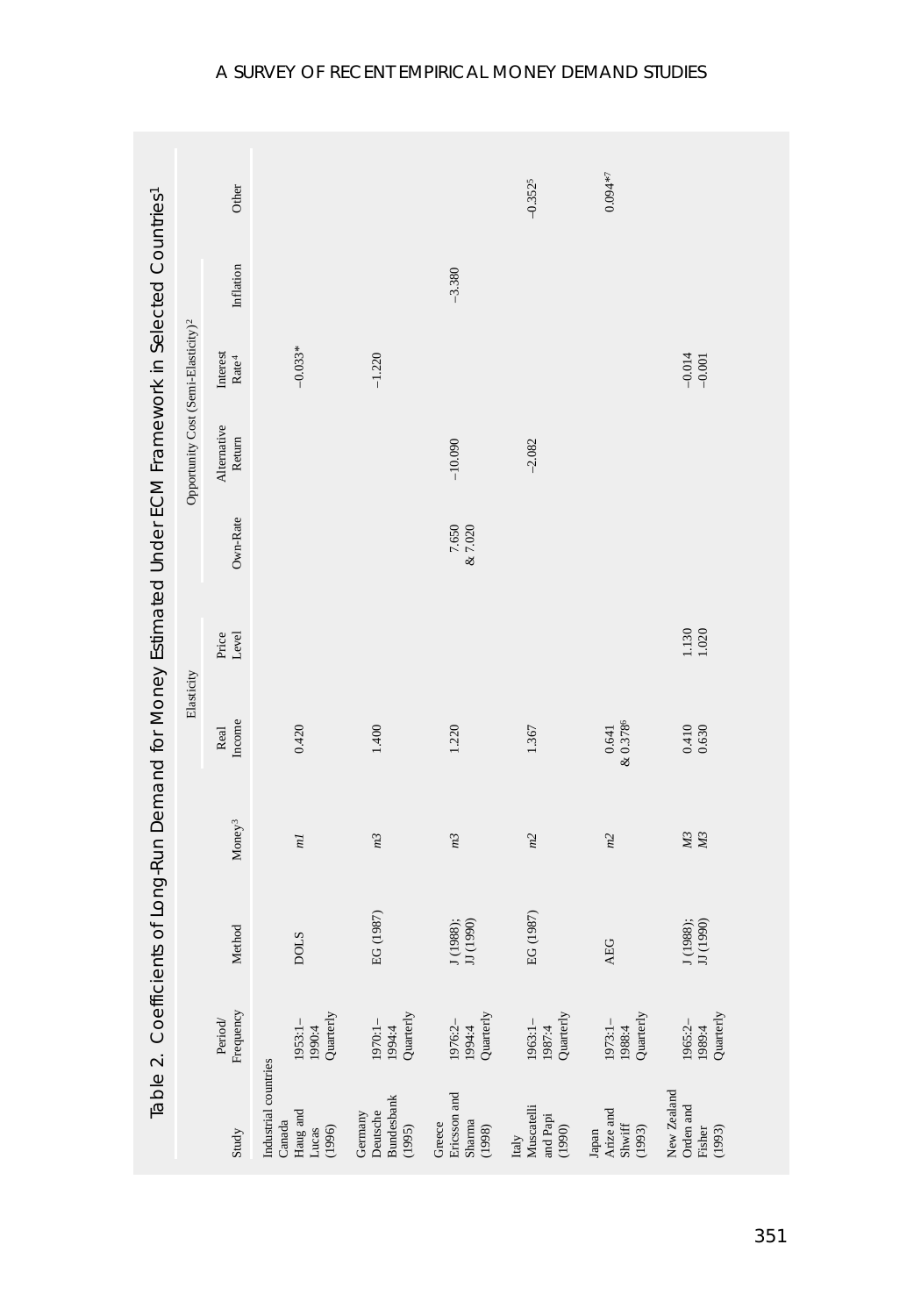# Table 2. Coefficients of Long-Run Demand for Money Estimated Under ECM Framework in Selected Countries[1]

| Study | Period/ Frequency | Method | Money[3] | Elasticity | | Opportunity Cost (Semi-Elasticity)[2] | | | | |
|---|---|---|---|---|---|---|---|---|---|---|
| | | | | Real Income | Price Level | Own-Rate | Alternative Return | Interest Rate[4] | Inflation | Other |
| Industrial countries | | | | | | | | | | |
| Canada Haug and Lucas (1996) | 1953:1–1990:4 Quarterly | DOLS | *m1* | 0.420 | | | | −0.033* | | |
| Germany Deutsche Bundesbank (1995) | 1970:1–1994:4 Quarterly | EG (1987) | *m3* | 1.400 | | | | −1.220 | | |
| Greece Ericsson and Sharma (1998) | 1976:2–1994:4 Quarterly | J (1988); JJ (1990) | *m3* | 1.220 | | 7.650 & 7.020 | −10.090 | | −3.380 | |
| Italy Muscatelli and Papi (1990) | 1963:1–1987:4 Quarterly | EG (1987) | *m2* | 1.367 | | | −2.082 | | | −0.352[5] |
| Japan Arize and Shwiff (1993) | 1973:1–1988:4 Quarterly | AEG | *m2* | 0.641 & 0.378[6] | | | | | | 0.094*[7] |
| New Zealand Orden and Fisher (1993) | 1965:2–1989:4 Quarterly | J (1988); JJ (1990) | *M3* *M3* | 0.410 0.630 | 1.130 1.020 | | | −0.014 −0.001 | | |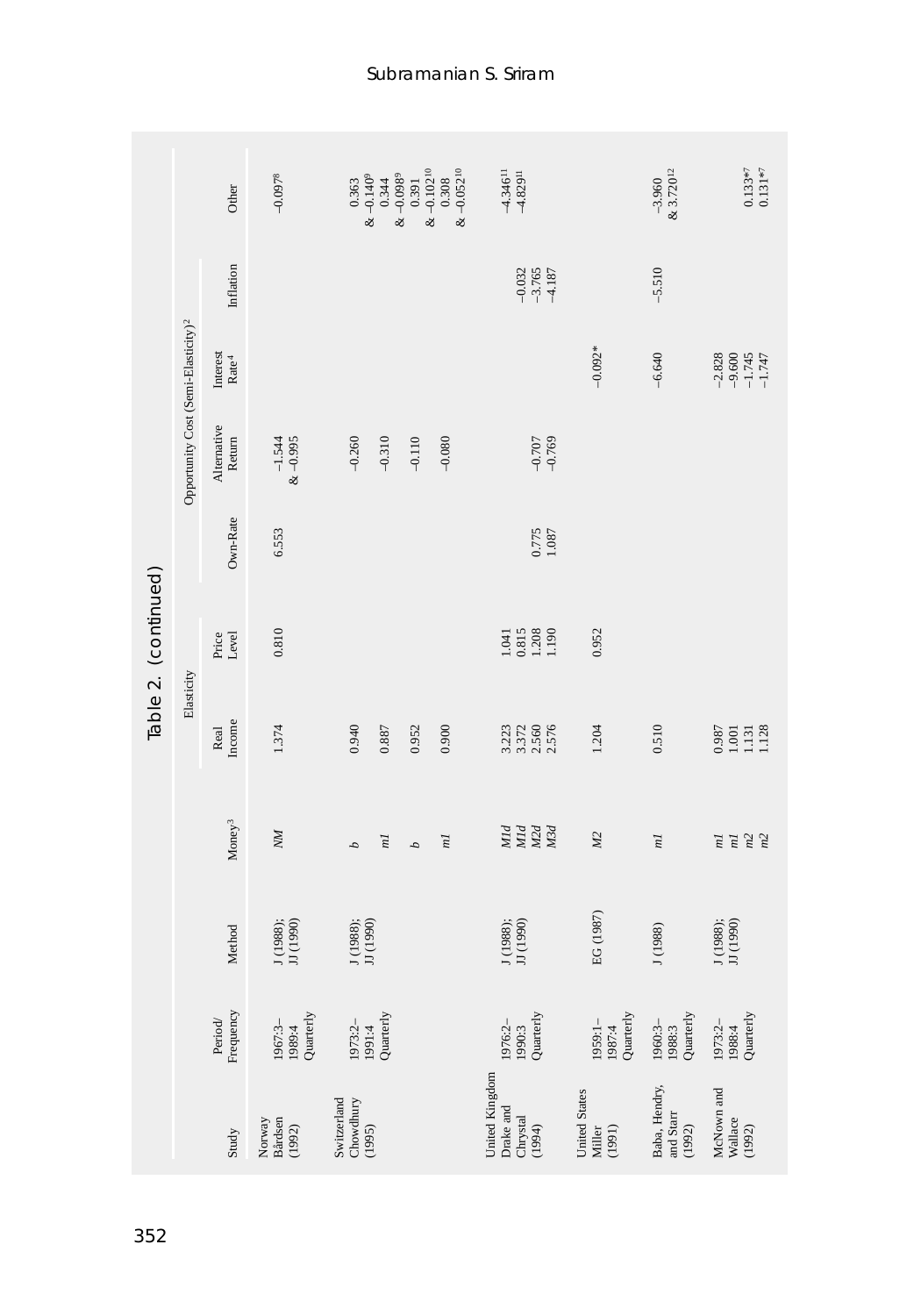Table 2. (continued)

| Study | Period/ Frequency | Method | Money[3] | Elasticity | | Opportunity Cost (Semi-Elasticity)[2] | | | | |
|---|---|---|---|---|---|---|---|---|---|---|
| | | | | Real Income | Price Level | Own-Rate | Alternative Return | Interest Rate[4] | Inflation | Other |
| Norway | | | | | | | | | | |
| Bårdsen (1992) | 1967:3–1989:4 Quarterly | J (1988); JJ (1990) | *NM* | 1.374 | 0.810 | 6.553 | −1.544 & −0.995 | | | −0.097[8] |
| Switzerland | | | | | | | | | | |
| Chowdhury (1995) | 1973:2–1991:4 Quarterly | J (1988); JJ (1990) | *b* | 0.940 | | | −0.260 | | | 0.363 & −0.140[9] |
| | | | *m1* | 0.887 | | | −0.310 | | | 0.344 & −0.098[9] |
| | | | *b* | 0.952 | | | −0.110 | | | 0.391 & −0.102[10] |
| | | | *m1* | 0.900 | | | −0.080 | | | 0.308 & −0.052[10] |
| United Kingdom | | | | | | | | | | |
| Drake and Chrystal (1994) | 1976:2–1990:3 Quarterly | J (1988); JJ (1990) | *M1d* | 3.223 | 1.041 | | | | | −4.346[11] |
| | | | *M1d* | 3.372 | 0.815 | | | | −0.032 | −4.829[11] |
| | | | *M2d* | 2.560 | 1.208 | 0.775 | −0.707 | | −3.765 | |
| | | | *M3d* | 2.576 | 1.190 | 1.087 | −0.769 | | −4.187 | |
| United States | | | | | | | | | | |
| Miller (1991) | 1959:1–1987:4 Quarterly | EG (1987) | *M2* | 1.204 | 0.952 | | | −0.092* | | |
| Baba, Hendry, and Starr (1992) | 1960:3–1988:3 Quarterly | J (1988) | *m1* | 0.510 | | | | −6.640 | −5.510 | −3.960 & 3.720[12] |
| McNown and Wallace (1992) | 1973:2–1988:4 Quarterly | J (1988); JJ (1990) | *m1* | 0.987 | | | | −2.828 | | |
| | | | *m1* | 1.001 | | | | −9.600 | | |
| | | | *m2* | 1.131 | | | | −1.745 | | 0.133*[7] |
| | | | *m2* | 1.128 | | | | −1.747 | | 0.131*[7] |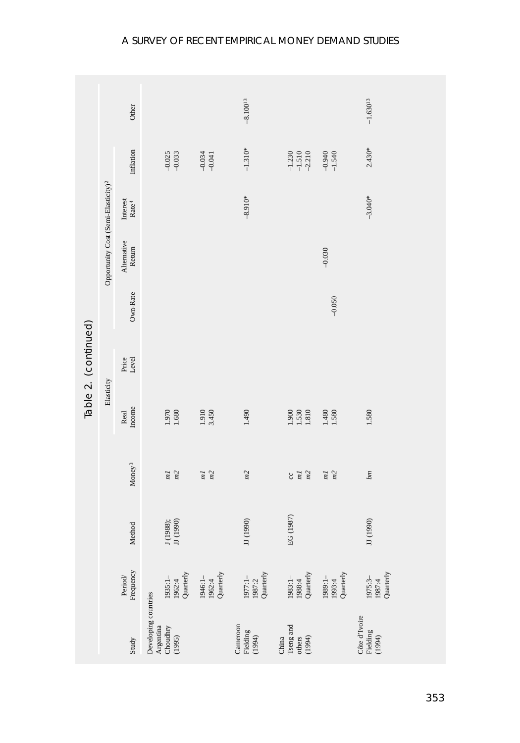## Table 2. (continued)

| Study | Period/ Frequency | Method | Money[3] | Elasticity | | Opportunity Cost (Semi-Elasticity)[2] | | | | |
|---|---|---|---|---|---|---|---|---|---|---|
| | | | | Real Income | Price Level | Own-Rate | Alternative Return | Interest Rate[4] | Inflation | Other |
| Developing countries | | | | | | | | | | |
| Argentina Choudhry (1995) | 1935:1–1962:4 Quarterly | J (1988); JJ (1990) | *m1* | 1.970 | | | | | –0.025 | |
| | | | *m2* | 1.680 | | | | | –0.033 | |
| | 1946:1–1962:4 Quarterly | | *m1* | 1.910 | | | | | –0.034 | |
| | | | *m2* | 3.450 | | | | | –0.041 | |
| Cameroon Fielding (1994) | 1977:1–1987:2 Quarterly | JJ (1990) | *m2* | 1.490 | | | | –8.910* | –1.310* | –8.100[13] |
| China Tseng and others (1994) | 1983:1–1988:4 Quarterly | EG (1987) | *cc* | 1.900 | | | | | –1.230 | |
| | | | *m1* | 1.530 | | | | | –1.510 | |
| | | | *m2* | 1.810 | | | | | –2.210 | |
| | 1989:1–1993:4 Quarterly | | *m1* | 1.480 | | | | | –0.940 | |
| | | | *m2* | 1.580 | | –0.050 | –0.030 | | –1.540 | |
| Côte d'Ivoire Fielding (1994) | 1975:3–1987:4 Quarterly | JJ (1990) | *bm* | 1.580 | | | | –3.040* | 2.430* | –1.630[13] |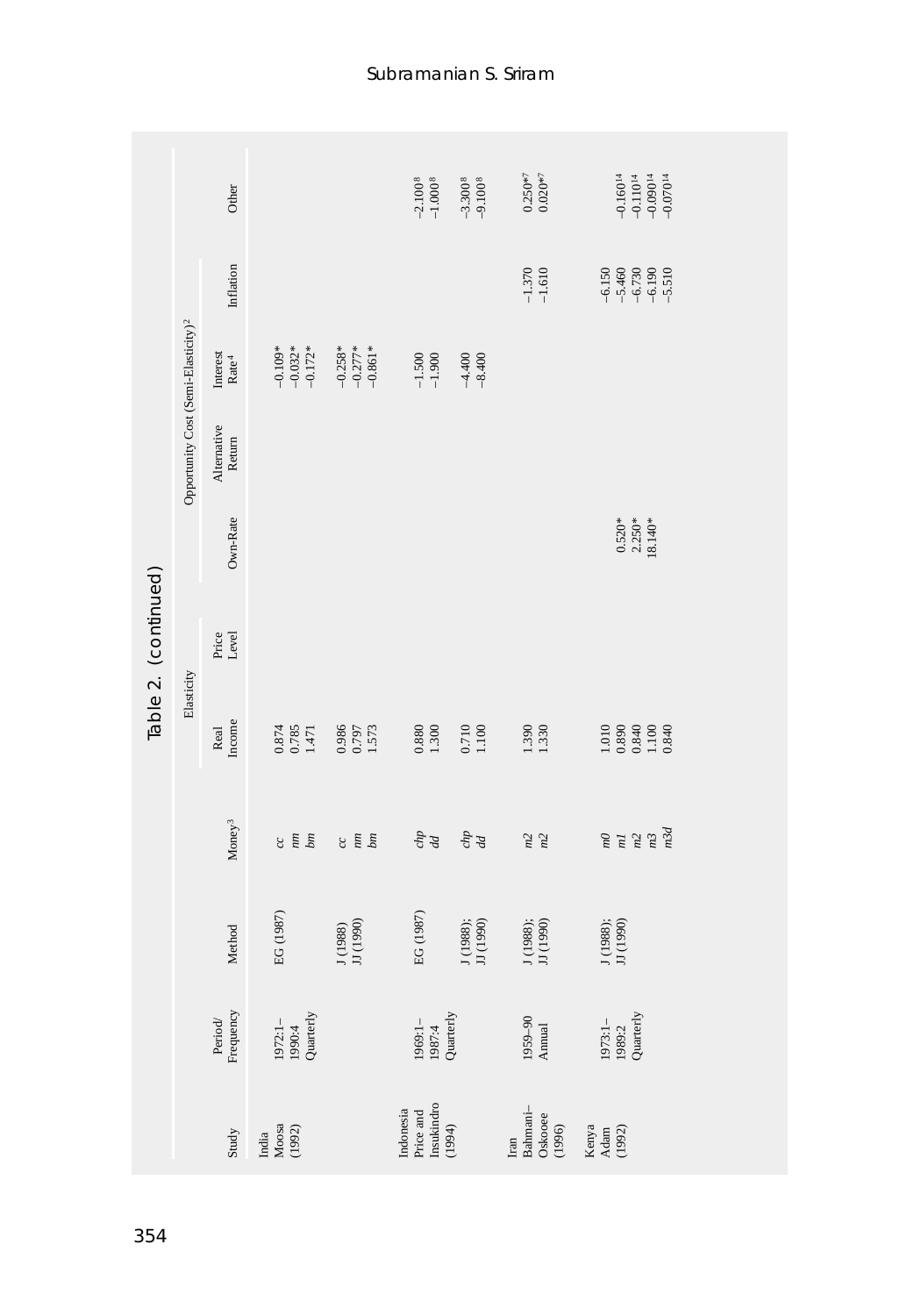Table 2. (continued)

| Study | Period/ Frequency | Method | Money[3] | Elasticity | | Opportunity Cost (Semi-Elasticity)[2] | | | | |
|---|---|---|---|---|---|---|---|---|---|---|
| | | | | Real Income | Price Level | Own-Rate | Alternative Return | Interest Rate[4] | Inflation | Other |
| India Moosa (1992) | 1972:1–1990:4 Quarterly | EG (1987) | *cc* | 0.874 | | | | –0.109* | | |
| | | | *nm* | 0.785 | | | | –0.032* | | |
| | | | *bm* | 1.471 | | | | –0.172* | | |
| | | J (1988) JJ (1990) | *cc* | 0.986 | | | | –0.258* | | |
| | | | *nm* | 0.797 | | | | –0.277* | | |
| | | | *bm* | 1.573 | | | | –0.861* | | |
| Indonesia Price and Insukindro (1994) | 1969:1–1987:4 Quarterly | EG (1987) | *chp* | 0.880 | | | | –1.500 | | –2.100[8] |
| | | | *dd* | 1.300 | | | | –1.900 | | –1.000[8] |
| | | J (1988); JJ (1990) | *chp* | 0.710 | | | | –4.400 | | –3.300[8] |
| | | | *dd* | 1.100 | | | | –8.400 | | –9.100[8] |
| Iran Bahmani–Oskooee (1996) | 1959–90 Annual | J (1988); JJ (1990) | *m2* | 1.390 | | | | | –1.370 | 0.250*[7] |
| | | | *m2* | 1.330 | | | | | –1.610 | 0.020*[7] |
| Kenya Adam (1992) | 1973:1–1989:2 Quarterly | J (1988); JJ (1990) | *m0* | 1.010 | | | | | –6.150 | |
| | | | *m1* | 0.890 | | 0.520* | | | –5.460 | –0.160[14] |
| | | | *m2* | 0.840 | | 2.250* | | | –6.730 | –0.110[14] |
| | | | *m3* | 1.100 | | 18.140* | | | –6.190 | –0.090[14] |
| | | | *m3d* | 0.840 | | | | | –5.510 | –0.070[14] |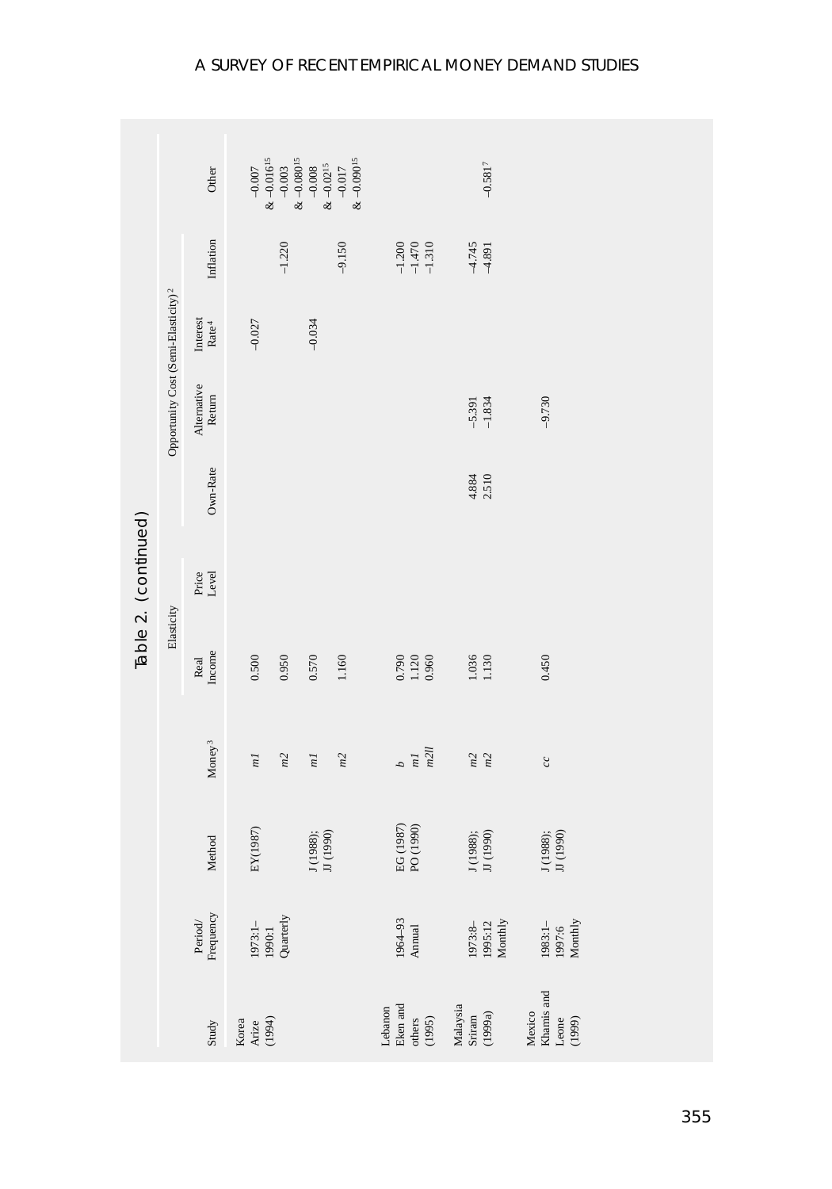Table 2. (continued)

| Study | Period/ Frequency | Method | Money[3] | Elasticity | | Opportunity Cost (Semi-Elasticity)[2] | | | | |
|---|---|---|---|---|---|---|---|---|---|---|
| | | | | Real Income | Price Level | Own-Rate | Alternative Return | Interest Rate[4] | Inflation | Other |
| Korea | | | | | | | | | | |
| Arize (1994) | 1973:1–1990:1 Quarterly | EY(1987) | *m1* | 0.500 | | | | –0.027 | | –0.007 & –0.016[15] |
| | | | *m2* | 0.950 | | | | | –1.220 | –0.003 & –0.080[15] |
| | | J (1988); JJ (1990) | *m1* | 0.570 | | | | –0.034 | | –0.008 & –0.02[15] |
| | | | *m2* | 1.160 | | | | | –9.150 | –0.017 & –0.090[15] |
| Lebanon | | | | | | | | | | |
| Eken and others (1995) | 1964–93 Annual | EG (1987) PO (1990) | *b* | 0.790 | | | | | –1.200 | |
| | | | *m1* | 1.120 | | | | | –1.470 | |
| | | | *m2ll* | 0.960 | | | | | –1.310 | |
| Malaysia | | | | | | | | | | |
| Sriram (1999a) | 1973:8–1995:12 Monthly | J (1988); JJ (1990) | *m2* | 1.036 | | 4.884 | –5.391 | | –4.745 | –0.581[7] |
| | | | *m2* | 1.130 | | 2.510 | –1.834 | | –4.891 | |
| Mexico | | | | | | | | | | |
| Khamis and Leone (1999) | 1983:1–1997:6 Monthly | J (1988); JJ (1990) | *cc* | 0.450 | | | –9.730 | | | |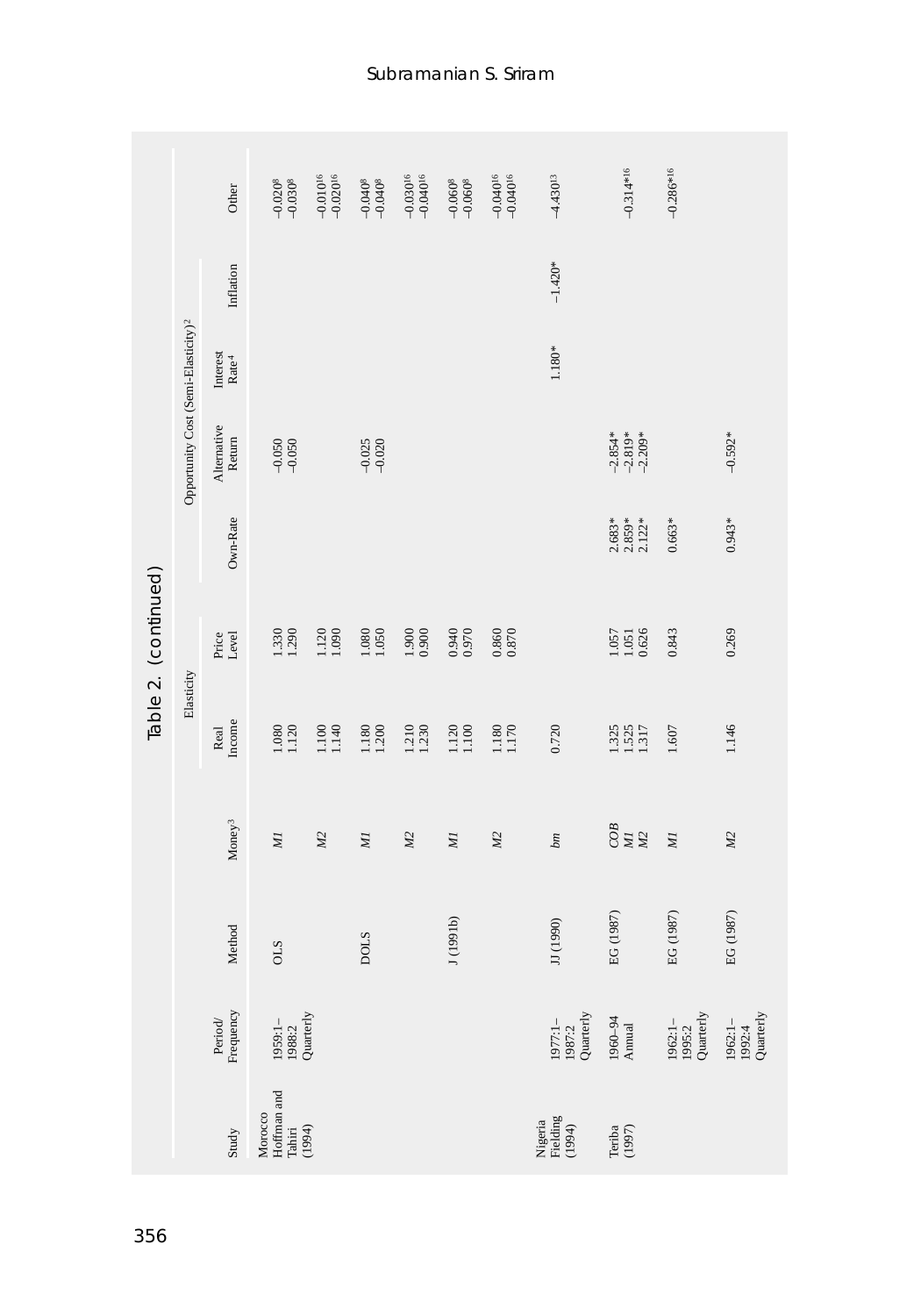Table 2. (continued)

| Study | Period/ Frequency | Method | Money[3] | Elasticity | | Opportunity Cost (Semi-Elasticity)[2] | | | | |
|---|---|---|---|---|---|---|---|---|---|---|
| | | | | Real Income | Price Level | Own-Rate | Alternative Return | Interest Rate[4] | Inflation | Other |
| Morocco | | | | | | | | | | |
| Hoffman and Tahiri (1994) | 1959:1–1988:2 Quarterly | OLS | *M1* | 1.080<br>1.120 | 1.330<br>1.290 | | –0.050<br>–0.050 | | | –0.020[8]<br>–0.030[8] |
| | | | *M2* | 1.100<br>1.140 | 1.120<br>1.090 | | | | | –0.010[16]<br>–0.020[16] |
| | | DOLS | *M1* | 1.180<br>1.200 | 1.080<br>1.050 | | –0.025<br>–0.020 | | | –0.040[8]<br>–0.040[8] |
| | | | *M2* | 1.210<br>1.230 | 1.900<br>0.900 | | | | | –0.030[16]<br>–0.040[16] |
| | | J (1991b) | *M1* | 1.120<br>1.100 | 0.940<br>0.970 | | | | | –0.060[8]<br>–0.060[8] |
| | | | *M2* | 1.180<br>1.170 | 0.860<br>0.870 | | | | | –0.040[16]<br>–0.040[16] |
| Nigeria | | | | | | | | | | |
| Fielding (1994) | 1977:1–1987:2 Quarterly | JJ (1990) | *bm* | 0.720 | | | | 1.180* | –1.420* | –4.430[13] |
| Teriba (1997) | 1960–94 Annual | EG (1987) | *COB*<br>*M1*<br>*M2* | 1.325<br>1.525<br>1.317 | 1.057<br>1.051<br>0.626 | 2.683*<br>2.859*<br>2.122* | –2.854*<br>–2.819*<br>–2.209* | | | –0.314*[16] |
| | 1962:1–1995:2 Quarterly | EG (1987) | *M1* | 1.607 | 0.843 | 0.663* | | | | –0.286*[16] |
| | 1962:1–1992:4 Quarterly | EG (1987) | *M2* | 1.146 | 0.269 | 0.943* | –0.592* | | | |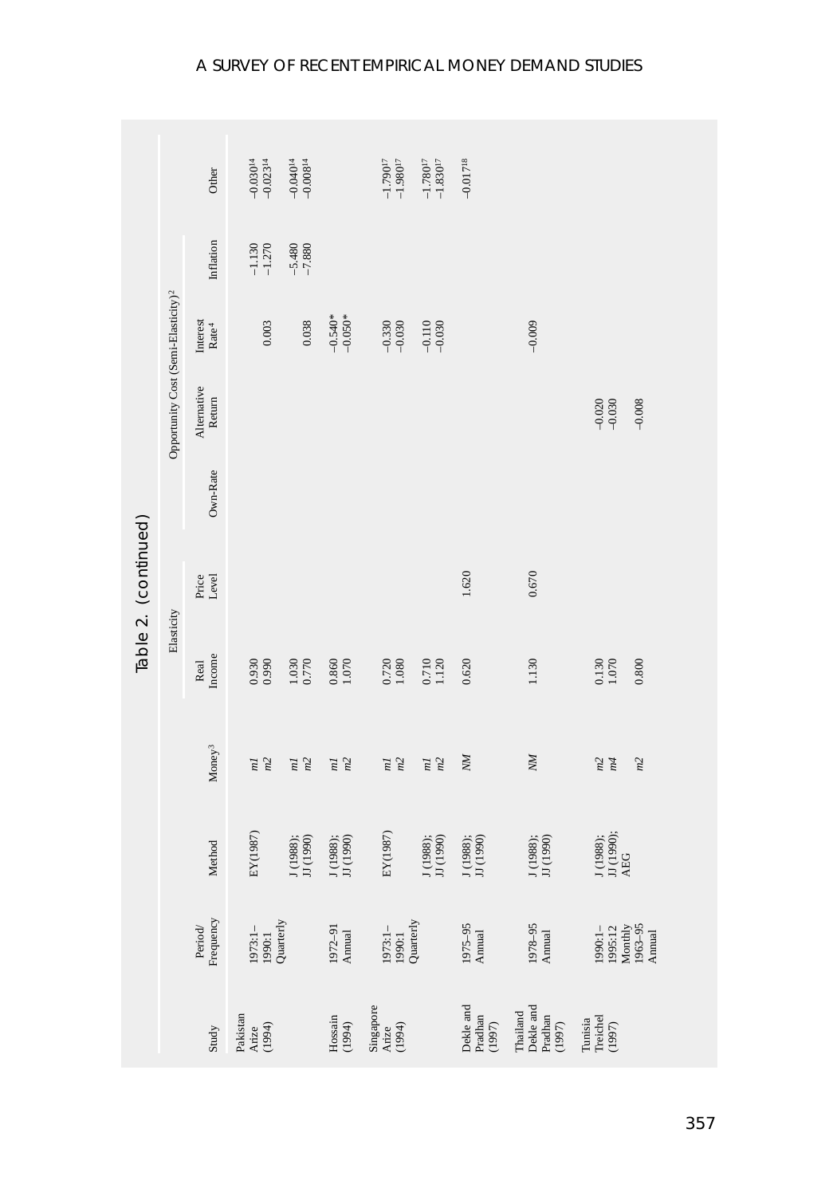Table 2. (continued)

| Study | Period/ Frequency | Method | Money[3] | Elasticity | | Opportunity Cost (Semi-Elasticity)[2] | | | | |
|---|---|---|---|---|---|---|---|---|---|---|
| | | | | Real Income | Price Level | Own-Rate | Alternative Return | Interest Rate[4] | Inflation | Other |
| Pakistan | | | | | | | | | | |
| Arize (1994) | 1973:1– 1990:1 Quarterly | EY(1987) | *m1* | 0.930 | | | | | –1.130 | –0.030[14] |
| | | | *m2* | 0.990 | | | | 0.003 | –1.270 | –0.023[14] |
| | | J (1988); JJ (1990) | *m1* | 1.030 | | | | | –5.480 | –0.040[14] |
| | | | *m2* | 0.770 | | | | 0.038 | –7.880 | –0.008[14] |
| Hossain (1994) | 1972–91 Annual | J (1988); JJ (1990) | *m1* | 0.860 | | | | –0.540* | | |
| | | | *m2* | 1.070 | | | | –0.050* | | |
| Singapore | | | | | | | | | | |
| Arize (1994) | 1973:1– 1990:1 Quarterly | EY(1987) | *m1* | 0.720 | | | | –0.330 | | –1.790[17] |
| | | | *m2* | 1.080 | | | | –0.030 | | –1.980[17] |
| | | J (1988); JJ (1990) | *m1* | 0.710 | | | | –0.110 | | –1.780[17] |
| | | | *m2* | 1.120 | | | | –0.030 | | –1.830[17] |
| Dekle and Pradhan (1997) | 1975–95 Annual | J (1988); JJ (1990) | *NM* | 0.620 | 1.620 | | | | | –0.017[18] |
| Thailand | | | | | | | | | | |
| Dekle and Pradhan (1997) | 1978–95 Annual | J (1988); JJ (1990) | *NM* | 1.130 | 0.670 | | | –0.009 | | |
| Tunisia | | | | | | | | | | |
| Treichel (1997) | 1990:1– 1995:12 Monthly | J (1988); JJ (1990); | *m2* | 0.130 | | | –0.020 | | | |
| | | | *m4* | 1.070 | | | –0.030 | | | |
| | 1963–95 Annual | AEG | *m2* | 0.800 | | | –0.008 | | | |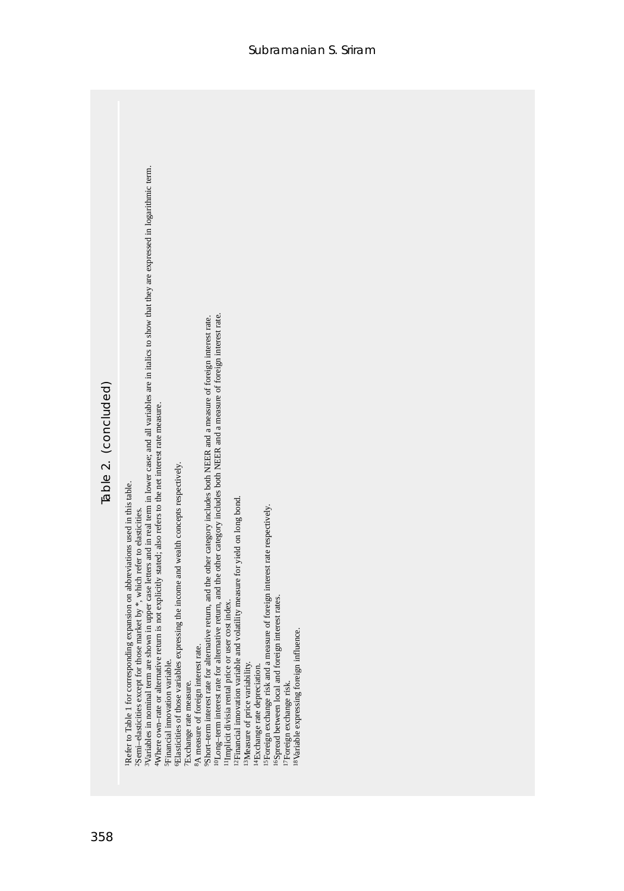## Table 2. (concluded)

[1]Refer to Table 1 for corresponding expansion on abbreviations used in this table.
[2]Semi–elasticities except for those market by *, which refer to elasticities.
[3]Variables in nominal term are shown in upper case letters and in real term in lower case; and all variables are in italics to show that they are expressed in logarithmic term.
[4]Where own–rate or alternative return is not explicitly stated; also refers to the net interest rate measure.
[5]Financial innovation variable.
[6]Elasticities of those variables expressing the income and wealth concepts respectively.
[7]Exchange rate measure.
[8]A measure of foreign interest rate.
[9]Short–term interest rate for alternative return, and the other category includes both NEER and a measure of foreign interest rate.
[10]Long–term interest rate for alternative return, and the other category includes both NEER and a measure of foreign interest rate.
[11]Implicit divisia rental price or user cost index.
[12]Financial innovation variable and volatility measure for yield on long bond.
[13]Measure of price variability.
[14]Exchange rate depreciation.
[15]Foreign exchange risk and a measure of foreign interest rate respectively.
[16]Spread between local and foreign interest rates.
[17]Foreign exchange risk.
[18]Variable expressing foreign influence.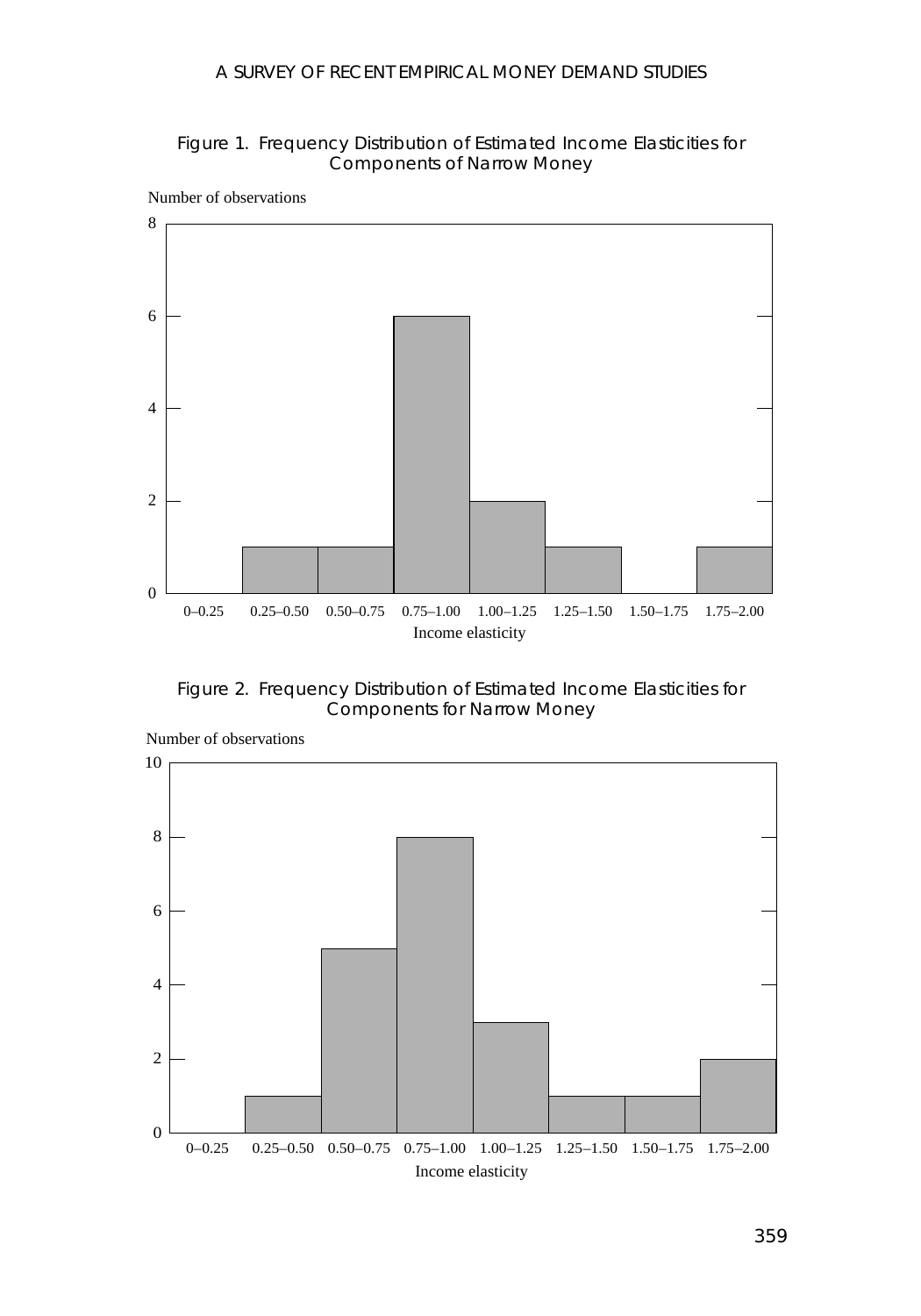Figure 1. Frequency Distribution of Estimated Income Elasticities for Components of Narrow Money

| Income elasticity | Number of observations |
|---|---|
| 0–0.25 | 0 |
| 0.25–0.50 | 1 |
| 0.50–0.75 | 1 |
| 0.75–1.00 | 6 |
| 1.00–1.25 | 2 |
| 1.25–1.50 | 1 |
| 1.50–1.75 | 0 |
| 1.75–2.00 | 1 |

Figure 2. Frequency Distribution of Estimated Income Elasticities for Components for Narrow Money

| Income elasticity | Number of observations |
|---|---|
| 0–0.25 | 0 |
| 0.25–0.50 | 1 |
| 0.50–0.75 | 5 |
| 0.75–1.00 | 8 |
| 1.00–1.25 | 3 |
| 1.25–1.50 | 1 |
| 1.50–1.75 | 1 |
| 1.75–2.00 | 2 |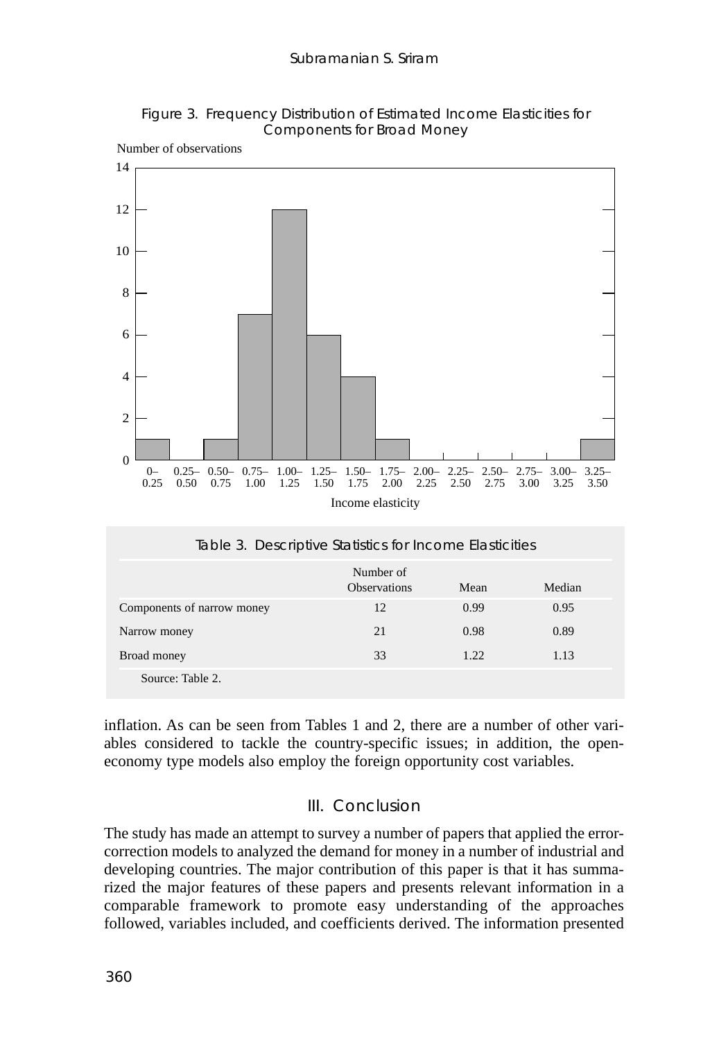Figure 3. Frequency Distribution of Estimated Income Elasticities for Components for Broad Money

Table 3. Descriptive Statistics for Income Elasticities

| | Number of Observations | Mean | Median |
|---|---|---|---|
| Components of narrow money | 12 | 0.99 | 0.95 |
| Narrow money | 21 | 0.98 | 0.89 |
| Broad money | 33 | 1.22 | 1.13 |

Source: Table 2.

inflation. As can be seen from Tables 1 and 2, there are a number of other variables considered to tackle the country-specific issues; in addition, the open-economy type models also employ the foreign opportunity cost variables.

## III. Conclusion

The study has made an attempt to survey a number of papers that applied the error-correction models to analyzed the demand for money in a number of industrial and developing countries. The major contribution of this paper is that it has summarized the major features of these papers and presents relevant information in a comparable framework to promote easy understanding of the approaches followed, variables included, and coefficients derived. The information presented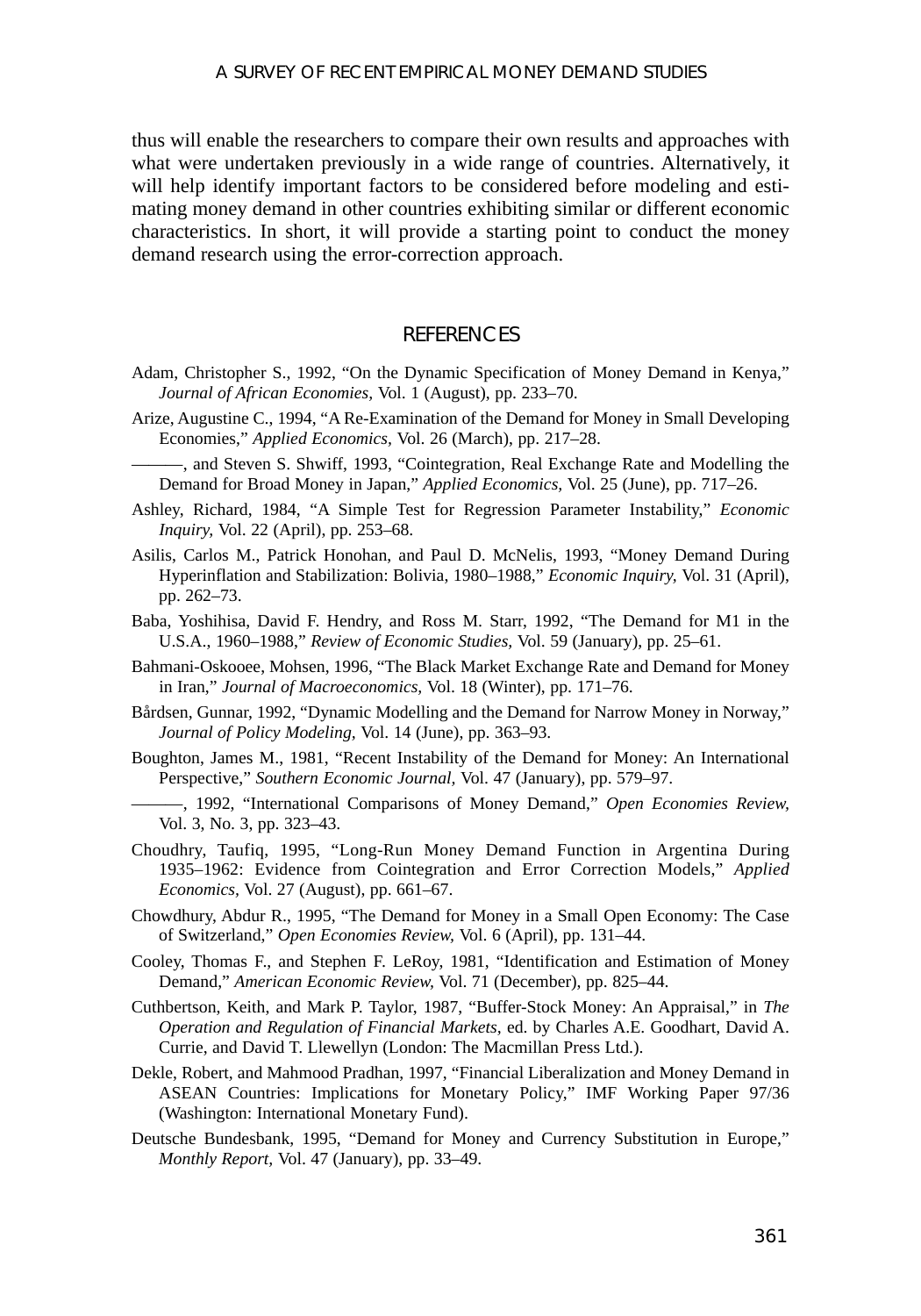thus will enable the researchers to compare their own results and approaches with what were undertaken previously in a wide range of countries. Alternatively, it will help identify important factors to be considered before modeling and estimating money demand in other countries exhibiting similar or different economic characteristics. In short, it will provide a starting point to conduct the money demand research using the error-correction approach.

## REFERENCES

Adam, Christopher S., 1992, "On the Dynamic Specification of Money Demand in Kenya," *Journal of African Economies,* Vol. 1 (August), pp. 233–70.

Arize, Augustine C., 1994, "A Re-Examination of the Demand for Money in Small Developing Economies," *Applied Economics,* Vol. 26 (March), pp. 217–28.

———, and Steven S. Shwiff, 1993, "Cointegration, Real Exchange Rate and Modelling the Demand for Broad Money in Japan," *Applied Economics,* Vol. 25 (June), pp. 717–26.

Ashley, Richard, 1984, "A Simple Test for Regression Parameter Instability," *Economic Inquiry,* Vol. 22 (April), pp. 253–68.

Asilis, Carlos M., Patrick Honohan, and Paul D. McNelis, 1993, "Money Demand During Hyperinflation and Stabilization: Bolivia, 1980–1988," *Economic Inquiry,* Vol. 31 (April), pp. 262–73.

Baba, Yoshihisa, David F. Hendry, and Ross M. Starr, 1992, "The Demand for M1 in the U.S.A., 1960–1988," *Review of Economic Studies,* Vol. 59 (January), pp. 25–61.

Bahmani-Oskooee, Mohsen, 1996, "The Black Market Exchange Rate and Demand for Money in Iran," *Journal of Macroeconomics,* Vol. 18 (Winter), pp. 171–76.

Bårdsen, Gunnar, 1992, "Dynamic Modelling and the Demand for Narrow Money in Norway," *Journal of Policy Modeling,* Vol. 14 (June), pp. 363–93.

Boughton, James M., 1981, "Recent Instability of the Demand for Money: An International Perspective," *Southern Economic Journal,* Vol. 47 (January), pp. 579–97.

———, 1992, "International Comparisons of Money Demand," *Open Economies Review,* Vol. 3, No. 3, pp. 323–43.

Choudhry, Taufiq, 1995, "Long-Run Money Demand Function in Argentina During 1935–1962: Evidence from Cointegration and Error Correction Models," *Applied Economics,* Vol. 27 (August), pp. 661–67.

Chowdhury, Abdur R., 1995, "The Demand for Money in a Small Open Economy: The Case of Switzerland," *Open Economies Review,* Vol. 6 (April), pp. 131–44.

Cooley, Thomas F., and Stephen F. LeRoy, 1981, "Identification and Estimation of Money Demand," *American Economic Review,* Vol. 71 (December), pp. 825–44.

Cuthbertson, Keith, and Mark P. Taylor, 1987, "Buffer-Stock Money: An Appraisal," in *The Operation and Regulation of Financial Markets,* ed. by Charles A.E. Goodhart, David A. Currie, and David T. Llewellyn (London: The Macmillan Press Ltd.).

Dekle, Robert, and Mahmood Pradhan, 1997, "Financial Liberalization and Money Demand in ASEAN Countries: Implications for Monetary Policy," IMF Working Paper 97/36 (Washington: International Monetary Fund).

Deutsche Bundesbank, 1995, "Demand for Money and Currency Substitution in Europe," *Monthly Report,* Vol. 47 (January), pp. 33–49.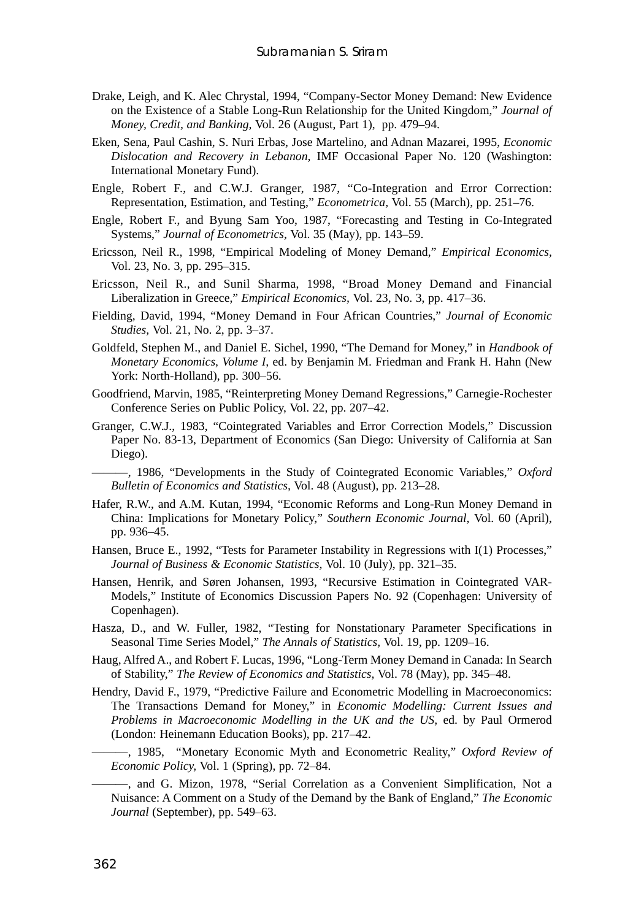Drake, Leigh, and K. Alec Chrystal, 1994, "Company-Sector Money Demand: New Evidence on the Existence of a Stable Long-Run Relationship for the United Kingdom," *Journal of Money, Credit, and Banking,* Vol. 26 (August, Part 1), pp. 479–94.

Eken, Sena, Paul Cashin, S. Nuri Erbas, Jose Martelino, and Adnan Mazarei, 1995, *Economic Dislocation and Recovery in Lebanon,* IMF Occasional Paper No. 120 (Washington: International Monetary Fund).

Engle, Robert F., and C.W.J. Granger, 1987, "Co-Integration and Error Correction: Representation, Estimation, and Testing," *Econometrica,* Vol. 55 (March), pp. 251–76.

Engle, Robert F., and Byung Sam Yoo, 1987, "Forecasting and Testing in Co-Integrated Systems," *Journal of Econometrics,* Vol. 35 (May), pp. 143–59.

Ericsson, Neil R., 1998, "Empirical Modeling of Money Demand," *Empirical Economics,* Vol. 23, No. 3, pp. 295–315.

Ericsson, Neil R., and Sunil Sharma, 1998, "Broad Money Demand and Financial Liberalization in Greece," *Empirical Economics,* Vol. 23, No. 3, pp. 417–36.

Fielding, David, 1994, "Money Demand in Four African Countries," *Journal of Economic Studies,* Vol. 21, No. 2, pp. 3–37.

Goldfeld, Stephen M., and Daniel E. Sichel, 1990, "The Demand for Money," in *Handbook of Monetary Economics, Volume I,* ed. by Benjamin M. Friedman and Frank H. Hahn (New York: North-Holland), pp. 300–56.

Goodfriend, Marvin, 1985, "Reinterpreting Money Demand Regressions," Carnegie-Rochester Conference Series on Public Policy, Vol. 22, pp. 207–42.

Granger, C.W.J., 1983, "Cointegrated Variables and Error Correction Models," Discussion Paper No. 83-13, Department of Economics (San Diego: University of California at San Diego).

———, 1986, "Developments in the Study of Cointegrated Economic Variables," *Oxford Bulletin of Economics and Statistics,* Vol. 48 (August), pp. 213–28.

Hafer, R.W., and A.M. Kutan, 1994, "Economic Reforms and Long-Run Money Demand in China: Implications for Monetary Policy," *Southern Economic Journal,* Vol. 60 (April), pp. 936–45.

Hansen, Bruce E., 1992, "Tests for Parameter Instability in Regressions with I(1) Processes," *Journal of Business & Economic Statistics,* Vol. 10 (July), pp. 321–35.

Hansen, Henrik, and Søren Johansen, 1993, "Recursive Estimation in Cointegrated VAR-Models," Institute of Economics Discussion Papers No. 92 (Copenhagen: University of Copenhagen).

Hasza, D., and W. Fuller, 1982, "Testing for Nonstationary Parameter Specifications in Seasonal Time Series Model," *The Annals of Statistics,* Vol. 19, pp. 1209–16.

Haug, Alfred A., and Robert F. Lucas, 1996, "Long-Term Money Demand in Canada: In Search of Stability," *The Review of Economics and Statistics,* Vol. 78 (May), pp. 345–48.

Hendry, David F., 1979, "Predictive Failure and Econometric Modelling in Macroeconomics: The Transactions Demand for Money," in *Economic Modelling: Current Issues and Problems in Macroeconomic Modelling in the UK and the US,* ed. by Paul Ormerod (London: Heinemann Education Books), pp. 217–42.

———, 1985, "Monetary Economic Myth and Econometric Reality," *Oxford Review of Economic Policy,* Vol. 1 (Spring), pp. 72–84.

———, and G. Mizon, 1978, "Serial Correlation as a Convenient Simplification, Not a Nuisance: A Comment on a Study of the Demand by the Bank of England," *The Economic Journal* (September), pp. 549–63.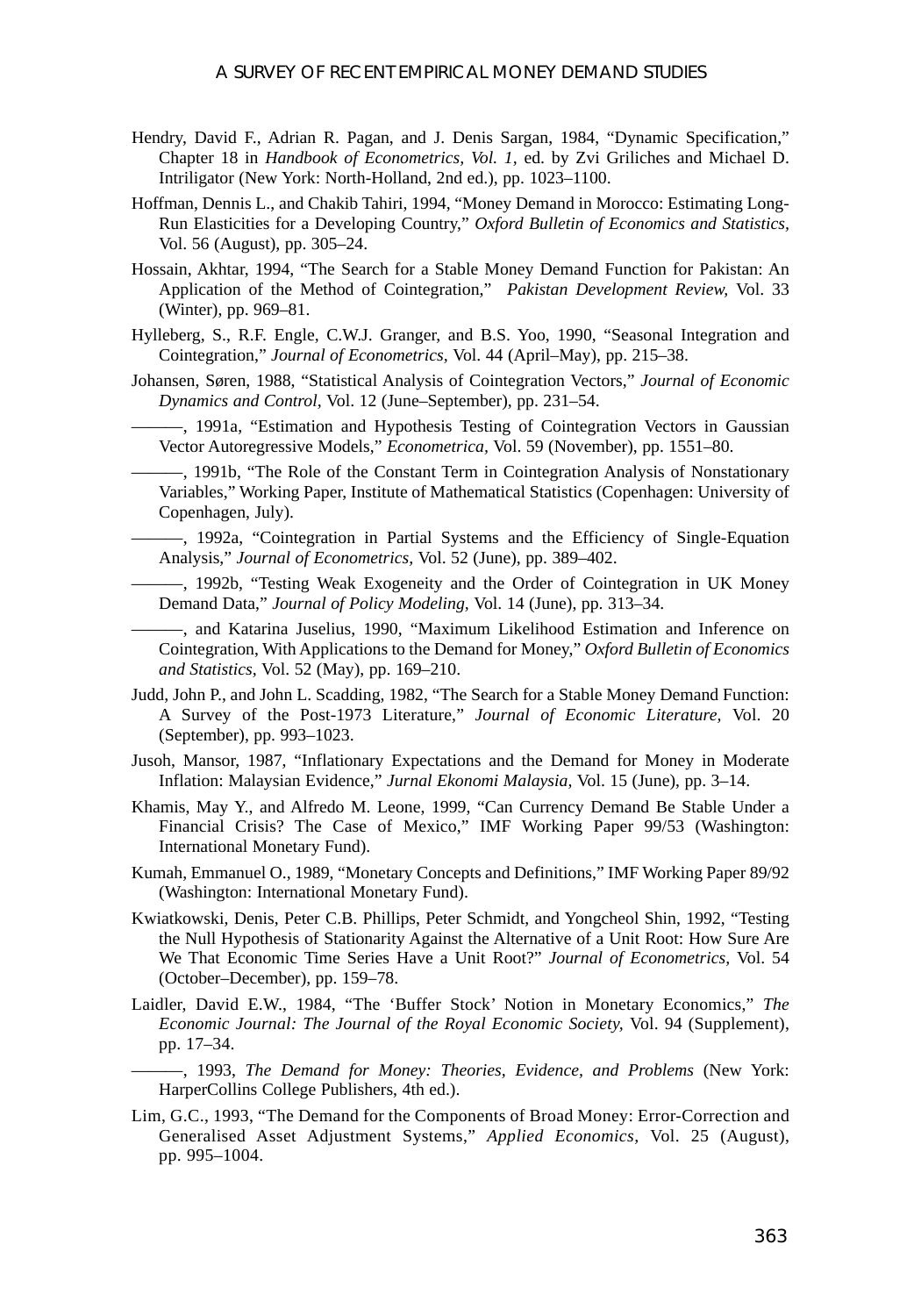Hendry, David F., Adrian R. Pagan, and J. Denis Sargan, 1984, "Dynamic Specification," Chapter 18 in *Handbook of Econometrics, Vol. 1*, ed. by Zvi Griliches and Michael D. Intriligator (New York: North-Holland, 2nd ed.), pp. 1023–1100.

Hoffman, Dennis L., and Chakib Tahiri, 1994, "Money Demand in Morocco: Estimating Long-Run Elasticities for a Developing Country," *Oxford Bulletin of Economics and Statistics*, Vol. 56 (August), pp. 305–24.

Hossain, Akhtar, 1994, "The Search for a Stable Money Demand Function for Pakistan: An Application of the Method of Cointegration," *Pakistan Development Review*, Vol. 33 (Winter), pp. 969–81.

Hylleberg, S., R.F. Engle, C.W.J. Granger, and B.S. Yoo, 1990, "Seasonal Integration and Cointegration," *Journal of Econometrics*, Vol. 44 (April–May), pp. 215–38.

Johansen, Søren, 1988, "Statistical Analysis of Cointegration Vectors," *Journal of Economic Dynamics and Control*, Vol. 12 (June–September), pp. 231–54.

———, 1991a, "Estimation and Hypothesis Testing of Cointegration Vectors in Gaussian Vector Autoregressive Models," *Econometrica*, Vol. 59 (November), pp. 1551–80.

———, 1991b, "The Role of the Constant Term in Cointegration Analysis of Nonstationary Variables," Working Paper, Institute of Mathematical Statistics (Copenhagen: University of Copenhagen, July).

———, 1992a, "Cointegration in Partial Systems and the Efficiency of Single-Equation Analysis," *Journal of Econometrics*, Vol. 52 (June), pp. 389–402.

———, 1992b, "Testing Weak Exogeneity and the Order of Cointegration in UK Money Demand Data," *Journal of Policy Modeling*, Vol. 14 (June), pp. 313–34.

———, and Katarina Juselius, 1990, "Maximum Likelihood Estimation and Inference on Cointegration, With Applications to the Demand for Money," *Oxford Bulletin of Economics and Statistics*, Vol. 52 (May), pp. 169–210.

Judd, John P., and John L. Scadding, 1982, "The Search for a Stable Money Demand Function: A Survey of the Post-1973 Literature," *Journal of Economic Literature*, Vol. 20 (September), pp. 993–1023.

Jusoh, Mansor, 1987, "Inflationary Expectations and the Demand for Money in Moderate Inflation: Malaysian Evidence," *Jurnal Ekonomi Malaysia*, Vol. 15 (June), pp. 3–14.

Khamis, May Y., and Alfredo M. Leone, 1999, "Can Currency Demand Be Stable Under a Financial Crisis? The Case of Mexico," IMF Working Paper 99/53 (Washington: International Monetary Fund).

Kumah, Emmanuel O., 1989, "Monetary Concepts and Definitions," IMF Working Paper 89/92 (Washington: International Monetary Fund).

Kwiatkowski, Denis, Peter C.B. Phillips, Peter Schmidt, and Yongcheol Shin, 1992, "Testing the Null Hypothesis of Stationarity Against the Alternative of a Unit Root: How Sure Are We That Economic Time Series Have a Unit Root?" *Journal of Econometrics*, Vol. 54 (October–December), pp. 159–78.

Laidler, David E.W., 1984, "The 'Buffer Stock' Notion in Monetary Economics," *The Economic Journal: The Journal of the Royal Economic Society*, Vol. 94 (Supplement), pp. 17–34.

———, 1993, *The Demand for Money: Theories, Evidence, and Problems* (New York: HarperCollins College Publishers, 4th ed.).

Lim, G.C., 1993, "The Demand for the Components of Broad Money: Error-Correction and Generalised Asset Adjustment Systems," *Applied Economics*, Vol. 25 (August), pp. 995–1004.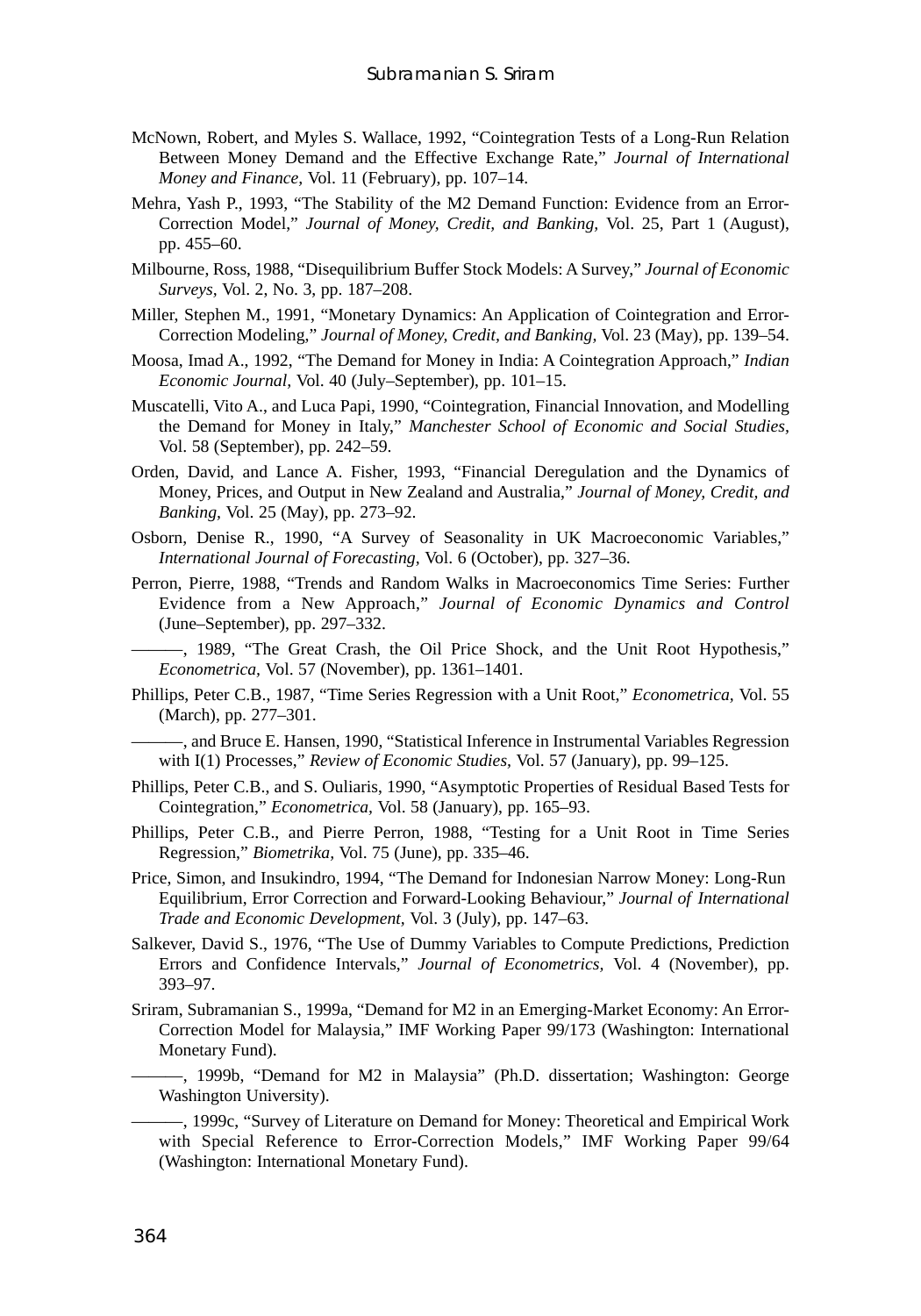McNown, Robert, and Myles S. Wallace, 1992, "Cointegration Tests of a Long-Run Relation Between Money Demand and the Effective Exchange Rate," *Journal of International Money and Finance,* Vol. 11 (February), pp. 107–14.

Mehra, Yash P., 1993, "The Stability of the M2 Demand Function: Evidence from an Error-Correction Model," *Journal of Money, Credit, and Banking,* Vol. 25, Part 1 (August), pp. 455–60.

Milbourne, Ross, 1988, "Disequilibrium Buffer Stock Models: A Survey," *Journal of Economic Surveys,* Vol. 2, No. 3, pp. 187–208.

Miller, Stephen M., 1991, "Monetary Dynamics: An Application of Cointegration and Error-Correction Modeling," *Journal of Money, Credit, and Banking,* Vol. 23 (May), pp. 139–54.

Moosa, Imad A., 1992, "The Demand for Money in India: A Cointegration Approach," *Indian Economic Journal,* Vol. 40 (July–September), pp. 101–15.

Muscatelli, Vito A., and Luca Papi, 1990, "Cointegration, Financial Innovation, and Modelling the Demand for Money in Italy," *Manchester School of Economic and Social Studies,* Vol. 58 (September), pp. 242–59.

Orden, David, and Lance A. Fisher, 1993, "Financial Deregulation and the Dynamics of Money, Prices, and Output in New Zealand and Australia," *Journal of Money, Credit, and Banking,* Vol. 25 (May), pp. 273–92.

Osborn, Denise R., 1990, "A Survey of Seasonality in UK Macroeconomic Variables," *International Journal of Forecasting,* Vol. 6 (October), pp. 327–36.

Perron, Pierre, 1988, "Trends and Random Walks in Macroeconomics Time Series: Further Evidence from a New Approach," *Journal of Economic Dynamics and Control* (June–September), pp. 297–332.

———, 1989, "The Great Crash, the Oil Price Shock, and the Unit Root Hypothesis," *Econometrica,* Vol. 57 (November), pp. 1361–1401.

Phillips, Peter C.B., 1987, "Time Series Regression with a Unit Root," *Econometrica,* Vol. 55 (March), pp. 277–301.

———, and Bruce E. Hansen, 1990, "Statistical Inference in Instrumental Variables Regression with I(1) Processes," *Review of Economic Studies,* Vol. 57 (January), pp. 99–125.

Phillips, Peter C.B., and S. Ouliaris, 1990, "Asymptotic Properties of Residual Based Tests for Cointegration," *Econometrica,* Vol. 58 (January), pp. 165–93.

Phillips, Peter C.B., and Pierre Perron, 1988, "Testing for a Unit Root in Time Series Regression," *Biometrika,* Vol. 75 (June), pp. 335–46.

Price, Simon, and Insukindro, 1994, "The Demand for Indonesian Narrow Money: Long-Run Equilibrium, Error Correction and Forward-Looking Behaviour," *Journal of International Trade and Economic Development,* Vol. 3 (July), pp. 147–63.

Salkever, David S., 1976, "The Use of Dummy Variables to Compute Predictions, Prediction Errors and Confidence Intervals," *Journal of Econometrics,* Vol. 4 (November), pp. 393–97.

Sriram, Subramanian S., 1999a, "Demand for M2 in an Emerging-Market Economy: An Error-Correction Model for Malaysia," IMF Working Paper 99/173 (Washington: International Monetary Fund).

———, 1999b, "Demand for M2 in Malaysia" (Ph.D. dissertation; Washington: George Washington University).

———, 1999c, "Survey of Literature on Demand for Money: Theoretical and Empirical Work with Special Reference to Error-Correction Models," IMF Working Paper 99/64 (Washington: International Monetary Fund).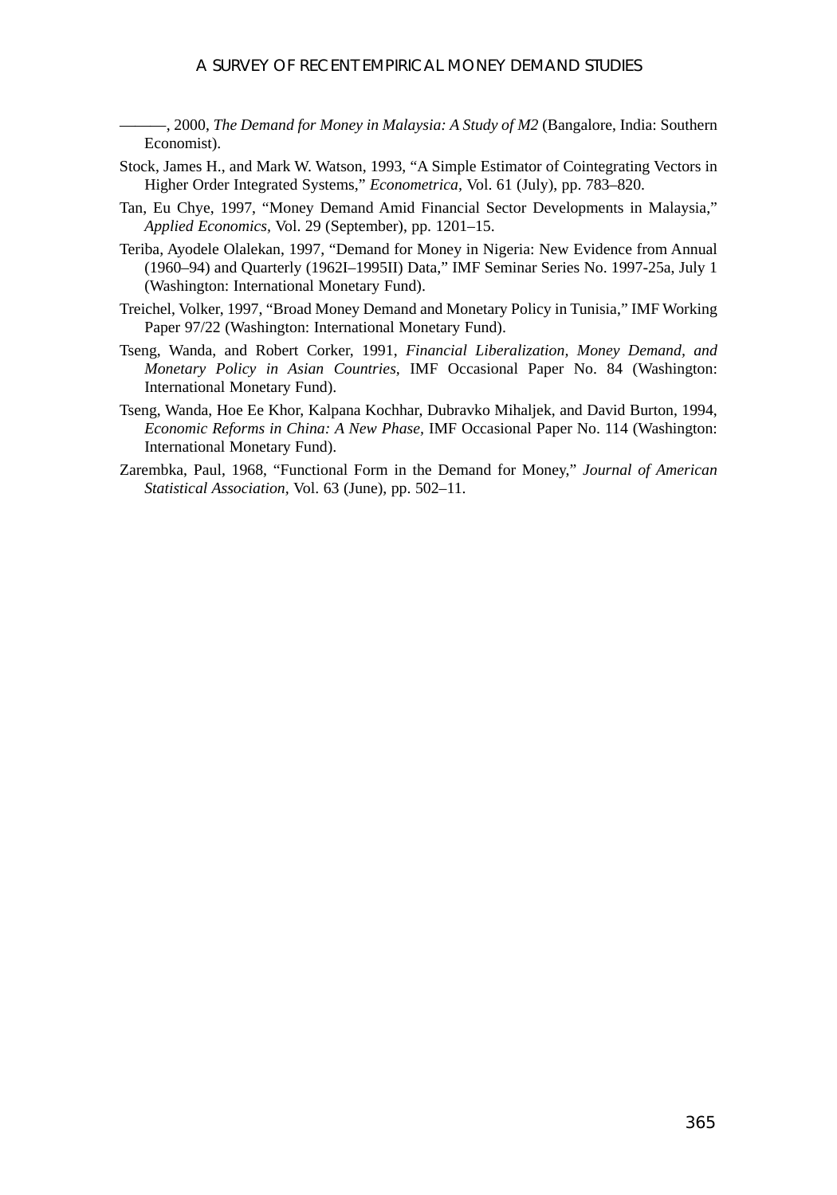———, 2000, *The Demand for Money in Malaysia: A Study of M2* (Bangalore, India: Southern Economist).

Stock, James H., and Mark W. Watson, 1993, "A Simple Estimator of Cointegrating Vectors in Higher Order Integrated Systems," *Econometrica*, Vol. 61 (July), pp. 783–820.

Tan, Eu Chye, 1997, "Money Demand Amid Financial Sector Developments in Malaysia," *Applied Economics*, Vol. 29 (September), pp. 1201–15.

Teriba, Ayodele Olalekan, 1997, "Demand for Money in Nigeria: New Evidence from Annual (1960–94) and Quarterly (1962I–1995II) Data," IMF Seminar Series No. 1997-25a, July 1 (Washington: International Monetary Fund).

Treichel, Volker, 1997, "Broad Money Demand and Monetary Policy in Tunisia," IMF Working Paper 97/22 (Washington: International Monetary Fund).

Tseng, Wanda, and Robert Corker, 1991, *Financial Liberalization, Money Demand, and Monetary Policy in Asian Countries*, IMF Occasional Paper No. 84 (Washington: International Monetary Fund).

Tseng, Wanda, Hoe Ee Khor, Kalpana Kochhar, Dubravko Mihaljek, and David Burton, 1994, *Economic Reforms in China: A New Phase*, IMF Occasional Paper No. 114 (Washington: International Monetary Fund).

Zarembka, Paul, 1968, "Functional Form in the Demand for Money," *Journal of American Statistical Association*, Vol. 63 (June), pp. 502–11.